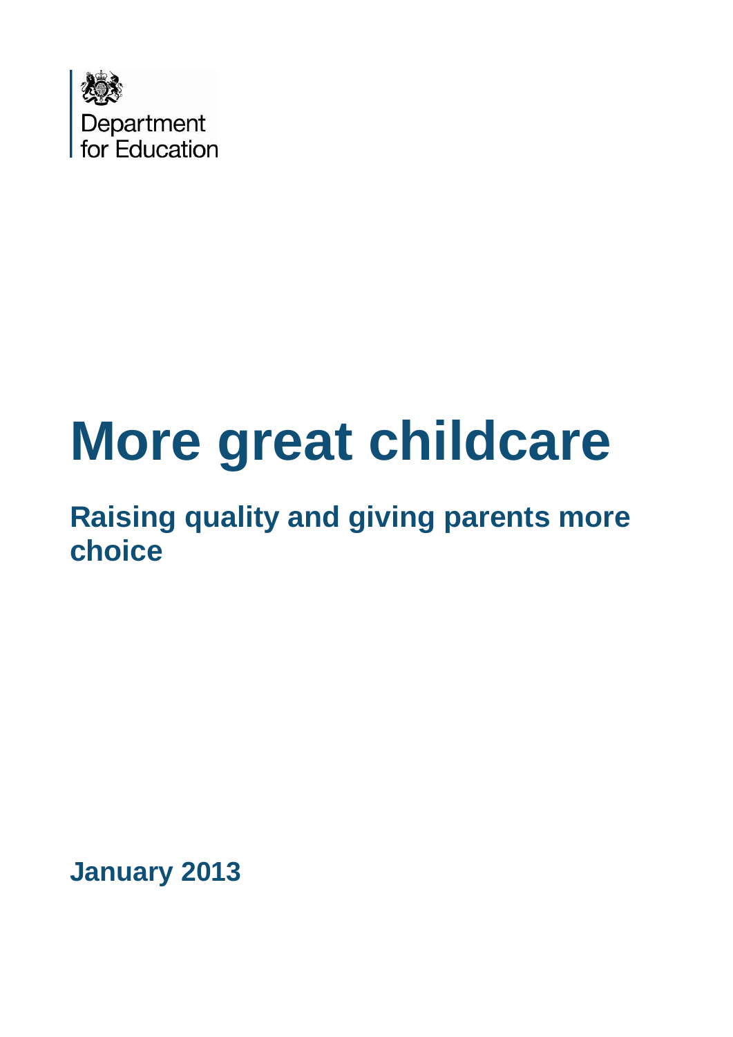Department for Education

# More great childcare

## Raising quality and giving parents more choice

**January 2013**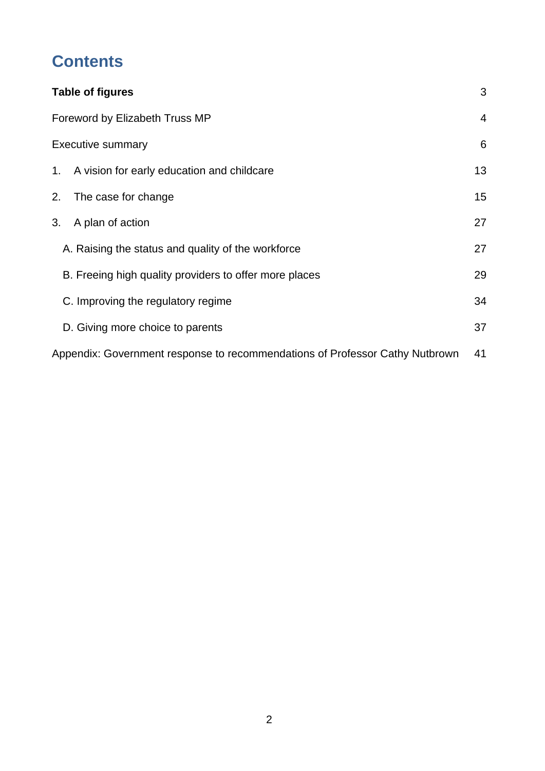# Contents

| | |
|---|---|
| **Table of figures** | 3 |
| Foreword by Elizabeth Truss MP | 4 |
| Executive summary | 6 |
| 1. A vision for early education and childcare | 13 |
| 2. The case for change | 15 |
| 3. A plan of action | 27 |
| A. Raising the status and quality of the workforce | 27 |
| B. Freeing high quality providers to offer more places | 29 |
| C. Improving the regulatory regime | 34 |
| D. Giving more choice to parents | 37 |
| Appendix: Government response to recommendations of Professor Cathy Nutbrown | 41 |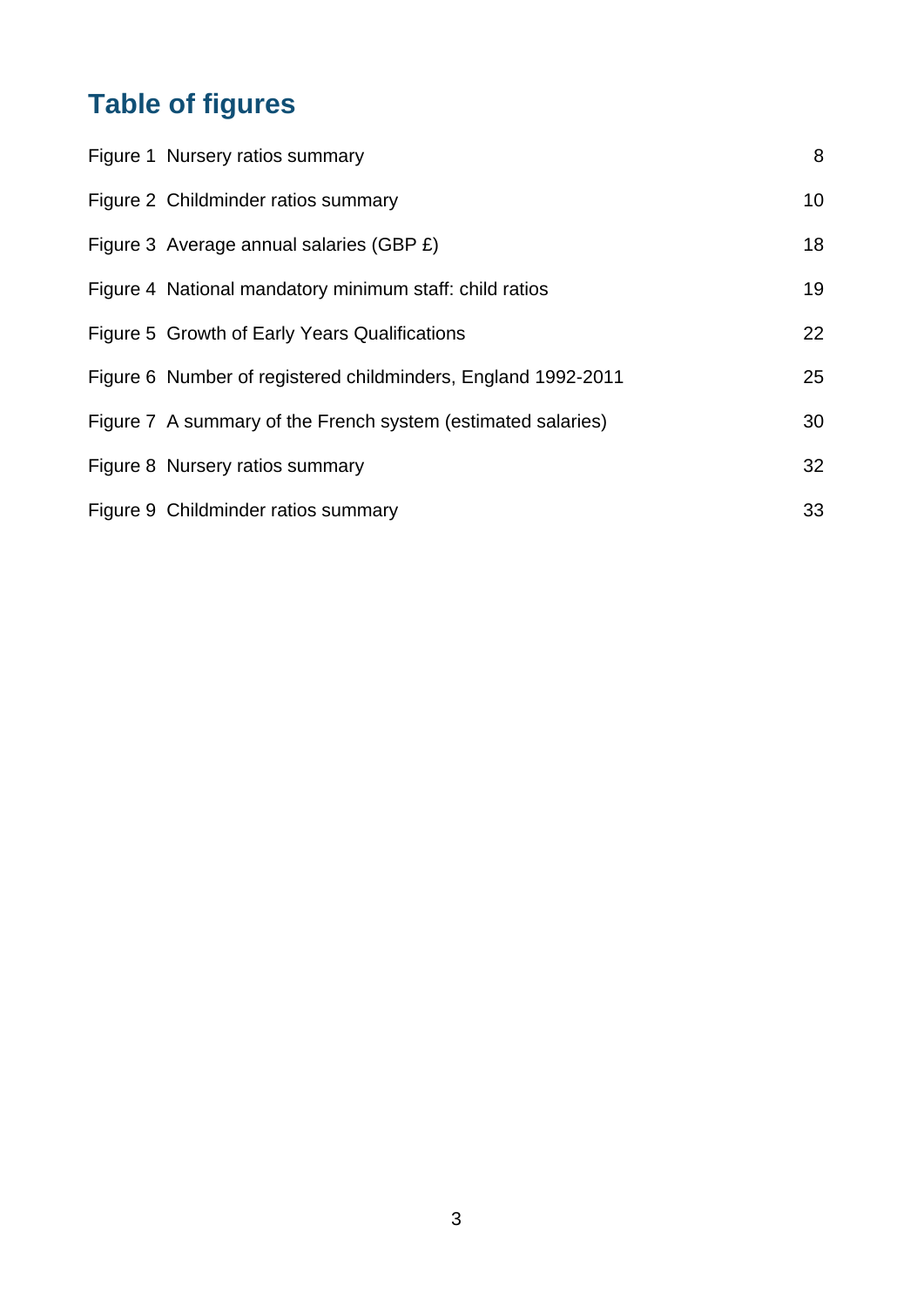# Table of figures

Figure 1 Nursery ratios summary 8

Figure 2 Childminder ratios summary 10

Figure 3 Average annual salaries (GBP £) 18

Figure 4 National mandatory minimum staff: child ratios 19

Figure 5 Growth of Early Years Qualifications 22

Figure 6 Number of registered childminders, England 1992-2011 25

Figure 7 A summary of the French system (estimated salaries) 30

Figure 8 Nursery ratios summary 32

Figure 9 Childminder ratios summary 33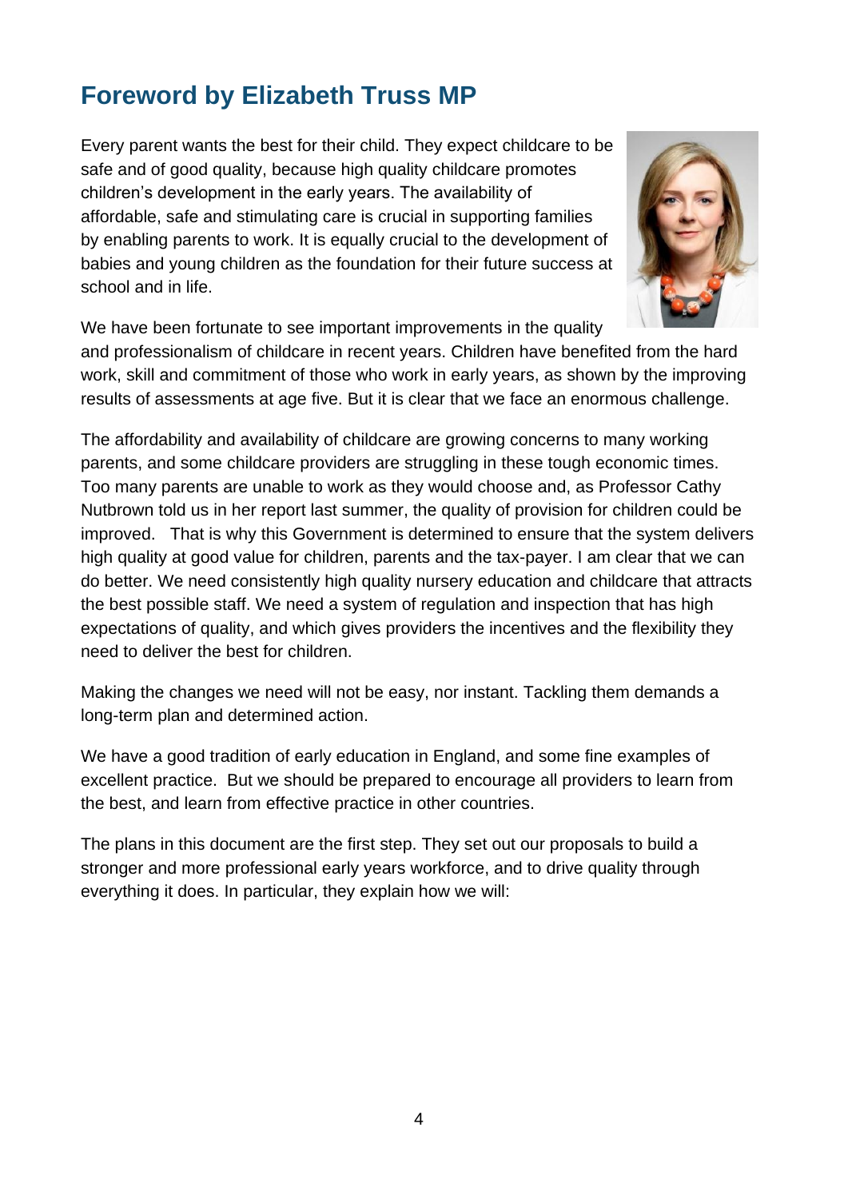# Foreword by Elizabeth Truss MP

Every parent wants the best for their child. They expect childcare to be safe and of good quality, because high quality childcare promotes children's development in the early years. The availability of affordable, safe and stimulating care is crucial in supporting families by enabling parents to work. It is equally crucial to the development of babies and young children as the foundation for their future success at school and in life.

We have been fortunate to see important improvements in the quality and professionalism of childcare in recent years. Children have benefited from the hard work, skill and commitment of those who work in early years, as shown by the improving results of assessments at age five. But it is clear that we face an enormous challenge.

The affordability and availability of childcare are growing concerns to many working parents, and some childcare providers are struggling in these tough economic times. Too many parents are unable to work as they would choose and, as Professor Cathy Nutbrown told us in her report last summer, the quality of provision for children could be improved. That is why this Government is determined to ensure that the system delivers high quality at good value for children, parents and the tax-payer. I am clear that we can do better. We need consistently high quality nursery education and childcare that attracts the best possible staff. We need a system of regulation and inspection that has high expectations of quality, and which gives providers the incentives and the flexibility they need to deliver the best for children.

Making the changes we need will not be easy, nor instant. Tackling them demands a long-term plan and determined action.

We have a good tradition of early education in England, and some fine examples of excellent practice. But we should be prepared to encourage all providers to learn from the best, and learn from effective practice in other countries.

The plans in this document are the first step. They set out our proposals to build a stronger and more professional early years workforce, and to drive quality through everything it does. In particular, they explain how we will: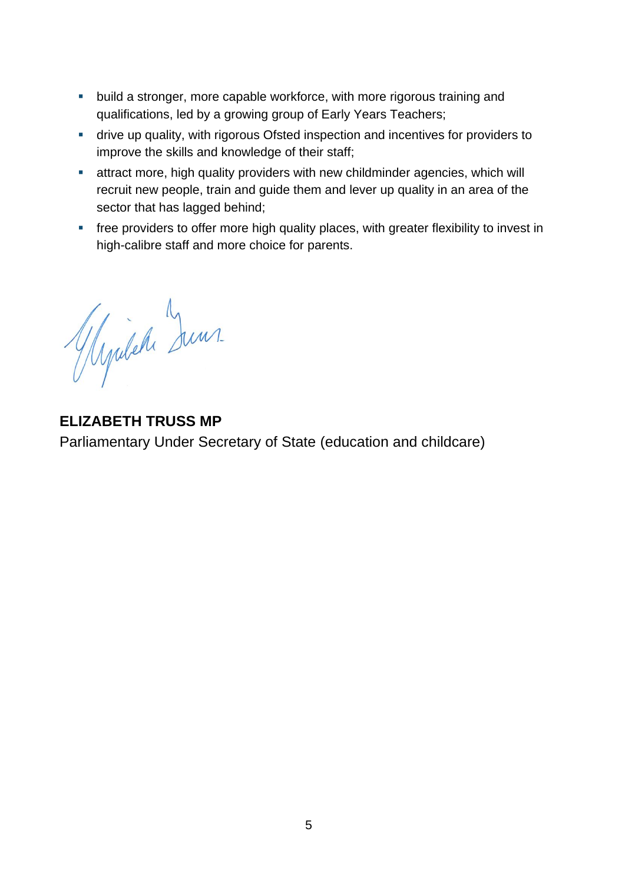- build a stronger, more capable workforce, with more rigorous training and qualifications, led by a growing group of Early Years Teachers;
- drive up quality, with rigorous Ofsted inspection and incentives for providers to improve the skills and knowledge of their staff;
- attract more, high quality providers with new childminder agencies, which will recruit new people, train and guide them and lever up quality in an area of the sector that has lagged behind;
- free providers to offer more high quality places, with greater flexibility to invest in high-calibre staff and more choice for parents.

**ELIZABETH TRUSS MP**
Parliamentary Under Secretary of State (education and childcare)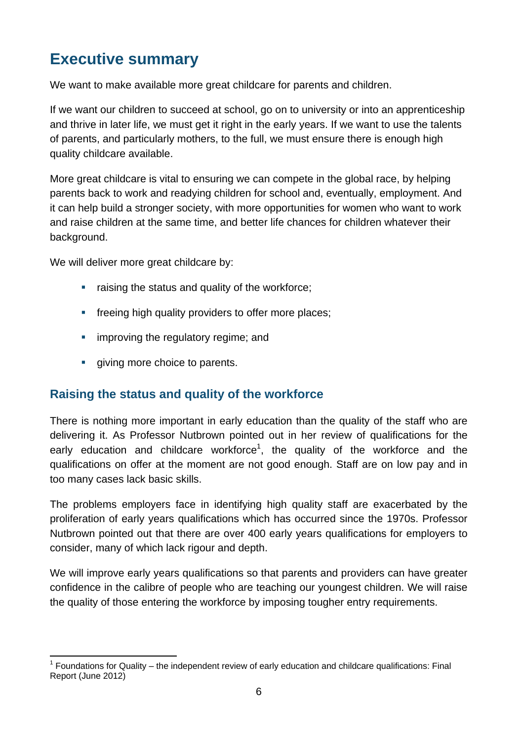# Executive summary

We want to make available more great childcare for parents and children.

If we want our children to succeed at school, go on to university or into an apprenticeship and thrive in later life, we must get it right in the early years. If we want to use the talents of parents, and particularly mothers, to the full, we must ensure there is enough high quality childcare available.

More great childcare is vital to ensuring we can compete in the global race, by helping parents back to work and readying children for school and, eventually, employment. And it can help build a stronger society, with more opportunities for women who want to work and raise children at the same time, and better life chances for children whatever their background.

We will deliver more great childcare by:

- raising the status and quality of the workforce;
- freeing high quality providers to offer more places;
- improving the regulatory regime; and
- giving more choice to parents.

## Raising the status and quality of the workforce

There is nothing more important in early education than the quality of the staff who are delivering it. As Professor Nutbrown pointed out in her review of qualifications for the early education and childcare workforce[1], the quality of the workforce and the qualifications on offer at the moment are not good enough. Staff are on low pay and in too many cases lack basic skills.

The problems employers face in identifying high quality staff are exacerbated by the proliferation of early years qualifications which has occurred since the 1970s. Professor Nutbrown pointed out that there are over 400 early years qualifications for employers to consider, many of which lack rigour and depth.

We will improve early years qualifications so that parents and providers can have greater confidence in the calibre of people who are teaching our youngest children. We will raise the quality of those entering the workforce by imposing tougher entry requirements.

[1] Foundations for Quality – the independent review of early education and childcare qualifications: Final Report (June 2012)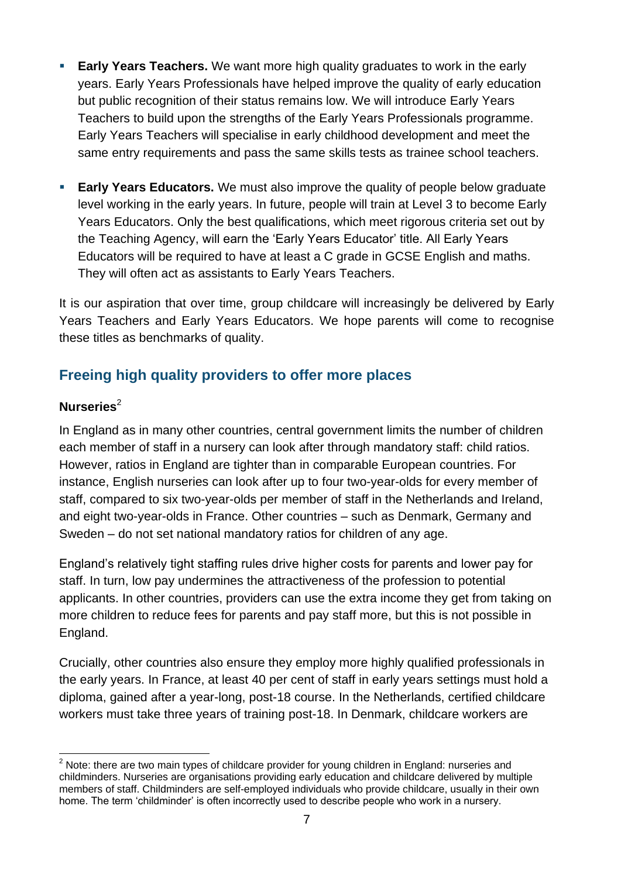- **Early Years Teachers.** We want more high quality graduates to work in the early years. Early Years Professionals have helped improve the quality of early education but public recognition of their status remains low. We will introduce Early Years Teachers to build upon the strengths of the Early Years Professionals programme. Early Years Teachers will specialise in early childhood development and meet the same entry requirements and pass the same skills tests as trainee school teachers.

- **Early Years Educators.** We must also improve the quality of people below graduate level working in the early years. In future, people will train at Level 3 to become Early Years Educators. Only the best qualifications, which meet rigorous criteria set out by the Teaching Agency, will earn the 'Early Years Educator' title. All Early Years Educators will be required to have at least a C grade in GCSE English and maths. They will often act as assistants to Early Years Teachers.

It is our aspiration that over time, group childcare will increasingly be delivered by Early Years Teachers and Early Years Educators. We hope parents will come to recognise these titles as benchmarks of quality.

## Freeing high quality providers to offer more places

**Nurseries**[2]

In England as in many other countries, central government limits the number of children each member of staff in a nursery can look after through mandatory staff: child ratios. However, ratios in England are tighter than in comparable European countries. For instance, English nurseries can look after up to four two-year-olds for every member of staff, compared to six two-year-olds per member of staff in the Netherlands and Ireland, and eight two-year-olds in France. Other countries – such as Denmark, Germany and Sweden – do not set national mandatory ratios for children of any age.

England's relatively tight staffing rules drive higher costs for parents and lower pay for staff. In turn, low pay undermines the attractiveness of the profession to potential applicants. In other countries, providers can use the extra income they get from taking on more children to reduce fees for parents and pay staff more, but this is not possible in England.

Crucially, other countries also ensure they employ more highly qualified professionals in the early years. In France, at least 40 per cent of staff in early years settings must hold a diploma, gained after a year-long, post-18 course. In the Netherlands, certified childcare workers must take three years of training post-18. In Denmark, childcare workers are

[2] Note: there are two main types of childcare provider for young children in England: nurseries and childminders. Nurseries are organisations providing early education and childcare delivered by multiple members of staff. Childminders are self-employed individuals who provide childcare, usually in their own home. The term 'childminder' is often incorrectly used to describe people who work in a nursery.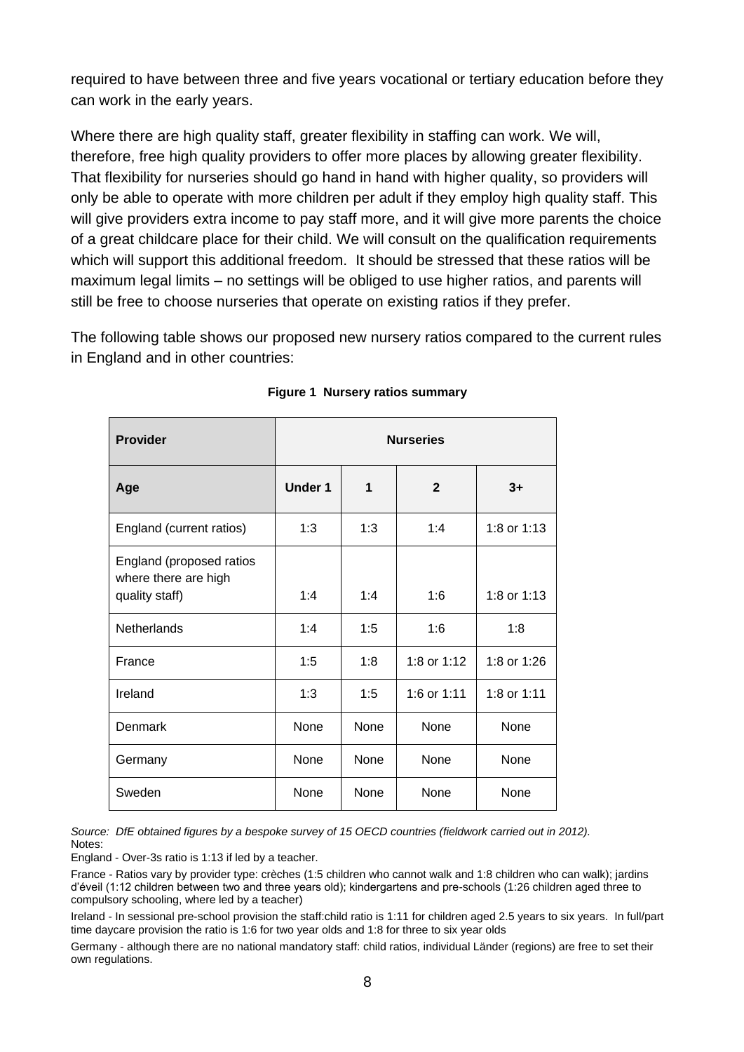required to have between three and five years vocational or tertiary education before they can work in the early years.

Where there are high quality staff, greater flexibility in staffing can work. We will, therefore, free high quality providers to offer more places by allowing greater flexibility. That flexibility for nurseries should go hand in hand with higher quality, so providers will only be able to operate with more children per adult if they employ high quality staff. This will give providers extra income to pay staff more, and it will give more parents the choice of a great childcare place for their child. We will consult on the qualification requirements which will support this additional freedom. It should be stressed that these ratios will be maximum legal limits – no settings will be obliged to use higher ratios, and parents will still be free to choose nurseries that operate on existing ratios if they prefer.

The following table shows our proposed new nursery ratios compared to the current rules in England and in other countries:

**Figure 1 Nursery ratios summary**

| **Provider** | **Nurseries** | | | |
|---|---|---|---|---|
| **Age** | **Under 1** | **1** | **2** | **3+** |
| England (current ratios) | 1:3 | 1:3 | 1:4 | 1:8 or 1:13 |
| England (proposed ratios where there are high quality staff) | 1:4 | 1:4 | 1:6 | 1:8 or 1:13 |
| Netherlands | 1:4 | 1:5 | 1:6 | 1:8 |
| France | 1:5 | 1:8 | 1:8 or 1:12 | 1:8 or 1:26 |
| Ireland | 1:3 | 1:5 | 1:6 or 1:11 | 1:8 or 1:11 |
| Denmark | None | None | None | None |
| Germany | None | None | None | None |
| Sweden | None | None | None | None |

*Source: DfE obtained figures by a bespoke survey of 15 OECD countries (fieldwork carried out in 2012).*

Notes:

England - Over-3s ratio is 1:13 if led by a teacher.

France - Ratios vary by provider type: crèches (1:5 children who cannot walk and 1:8 children who can walk); jardins d'éveil (1:12 children between two and three years old); kindergartens and pre-schools (1:26 children aged three to compulsory schooling, where led by a teacher)

Ireland - In sessional pre-school provision the staff:child ratio is 1:11 for children aged 2.5 years to six years. In full/part time daycare provision the ratio is 1:6 for two year olds and 1:8 for three to six year olds

Germany - although there are no national mandatory staff: child ratios, individual Länder (regions) are free to set their own regulations.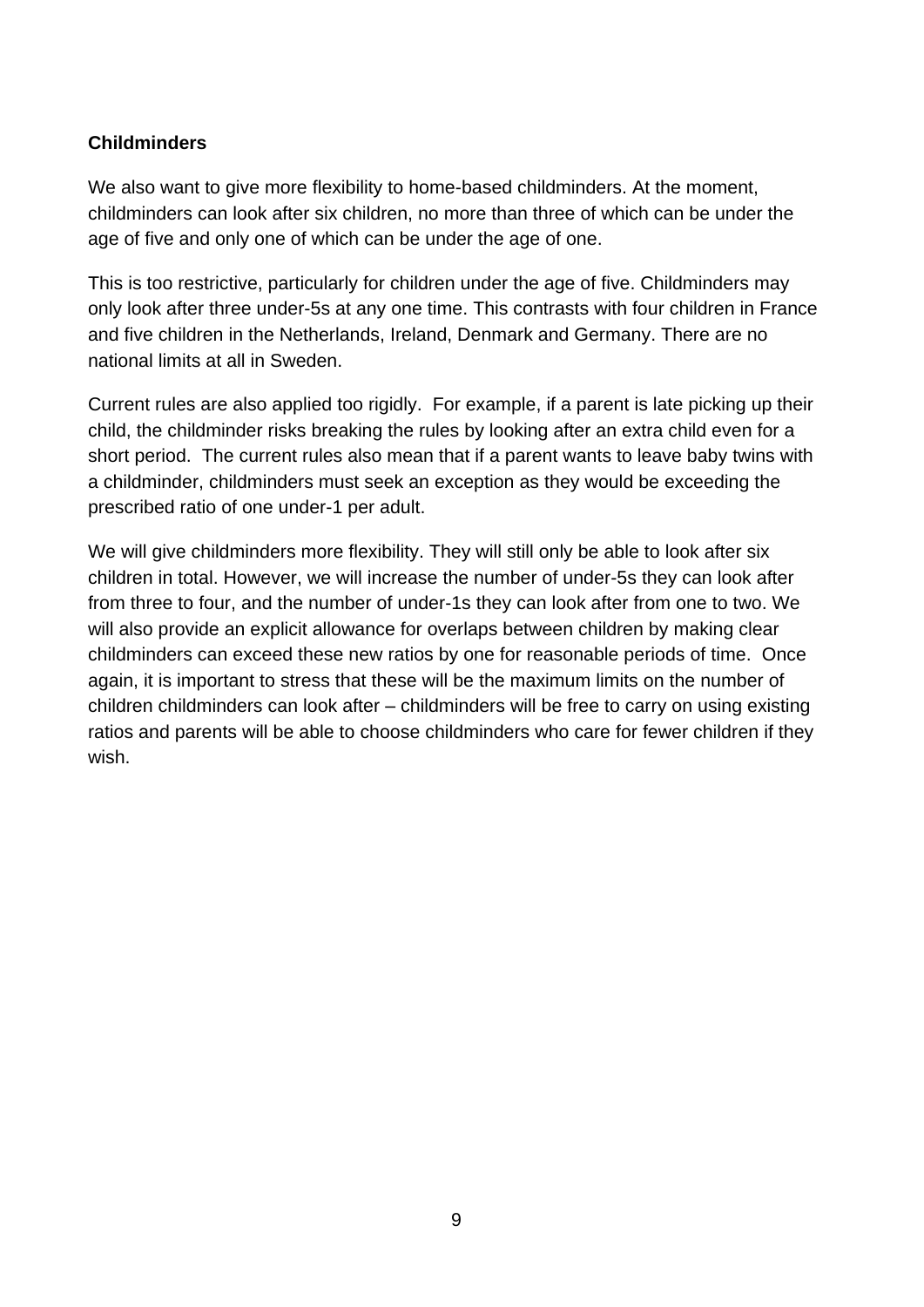**Childminders**

We also want to give more flexibility to home-based childminders. At the moment, childminders can look after six children, no more than three of which can be under the age of five and only one of which can be under the age of one.

This is too restrictive, particularly for children under the age of five. Childminders may only look after three under-5s at any one time. This contrasts with four children in France and five children in the Netherlands, Ireland, Denmark and Germany. There are no national limits at all in Sweden.

Current rules are also applied too rigidly. For example, if a parent is late picking up their child, the childminder risks breaking the rules by looking after an extra child even for a short period. The current rules also mean that if a parent wants to leave baby twins with a childminder, childminders must seek an exception as they would be exceeding the prescribed ratio of one under-1 per adult.

We will give childminders more flexibility. They will still only be able to look after six children in total. However, we will increase the number of under-5s they can look after from three to four, and the number of under-1s they can look after from one to two. We will also provide an explicit allowance for overlaps between children by making clear childminders can exceed these new ratios by one for reasonable periods of time. Once again, it is important to stress that these will be the maximum limits on the number of children childminders can look after – childminders will be free to carry on using existing ratios and parents will be able to choose childminders who care for fewer children if they wish.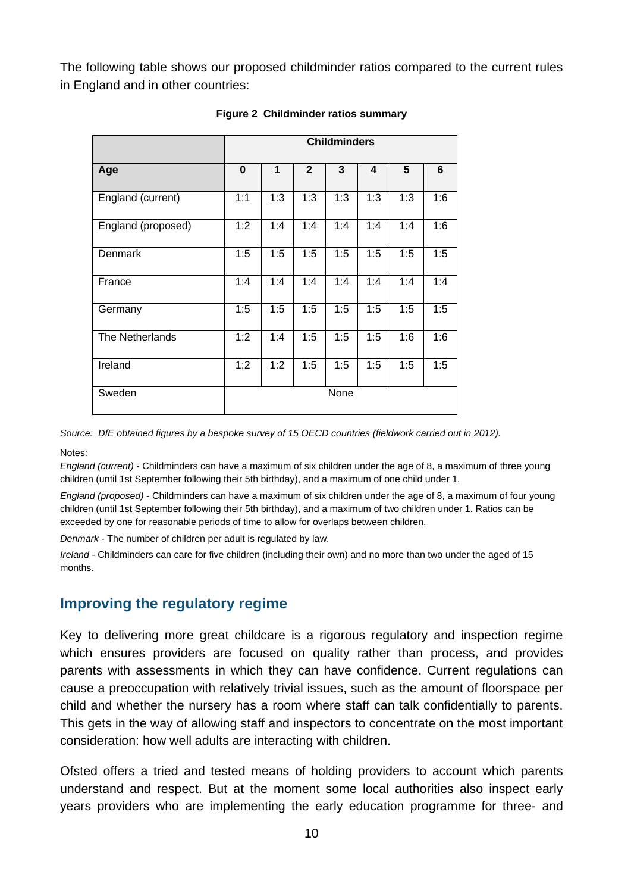The following table shows our proposed childminder ratios compared to the current rules in England and in other countries:

**Figure 2 Childminder ratios summary**

| | Childminders | | | | | | |
|---|---|---|---|---|---|---|---|
| **Age** | **0** | **1** | **2** | **3** | **4** | **5** | **6** |
| England (current) | 1:1 | 1:3 | 1:3 | 1:3 | 1:3 | 1:3 | 1:6 |
| England (proposed) | 1:2 | 1:4 | 1:4 | 1:4 | 1:4 | 1:4 | 1:6 |
| Denmark | 1:5 | 1:5 | 1:5 | 1:5 | 1:5 | 1:5 | 1:5 |
| France | 1:4 | 1:4 | 1:4 | 1:4 | 1:4 | 1:4 | 1:4 |
| Germany | 1:5 | 1:5 | 1:5 | 1:5 | 1:5 | 1:5 | 1:5 |
| The Netherlands | 1:2 | 1:4 | 1:5 | 1:5 | 1:5 | 1:6 | 1:6 |
| Ireland | 1:2 | 1:2 | 1:5 | 1:5 | 1:5 | 1:5 | 1:5 |
| Sweden | None | | | | | | |

*Source: DfE obtained figures by a bespoke survey of 15 OECD countries (fieldwork carried out in 2012).*

Notes:

*England (current)* - Childminders can have a maximum of six children under the age of 8, a maximum of three young children (until 1st September following their 5th birthday), and a maximum of one child under 1.

*England (proposed)* - Childminders can have a maximum of six children under the age of 8, a maximum of four young children (until 1st September following their 5th birthday), and a maximum of two children under 1. Ratios can be exceeded by one for reasonable periods of time to allow for overlaps between children.

*Denmark* - The number of children per adult is regulated by law.

*Ireland* - Childminders can care for five children (including their own) and no more than two under the aged of 15 months.

## Improving the regulatory regime

Key to delivering more great childcare is a rigorous regulatory and inspection regime which ensures providers are focused on quality rather than process, and provides parents with assessments in which they can have confidence. Current regulations can cause a preoccupation with relatively trivial issues, such as the amount of floorspace per child and whether the nursery has a room where staff can talk confidentially to parents. This gets in the way of allowing staff and inspectors to concentrate on the most important consideration: how well adults are interacting with children.

Ofsted offers a tried and tested means of holding providers to account which parents understand and respect. But at the moment some local authorities also inspect early years providers who are implementing the early education programme for three- and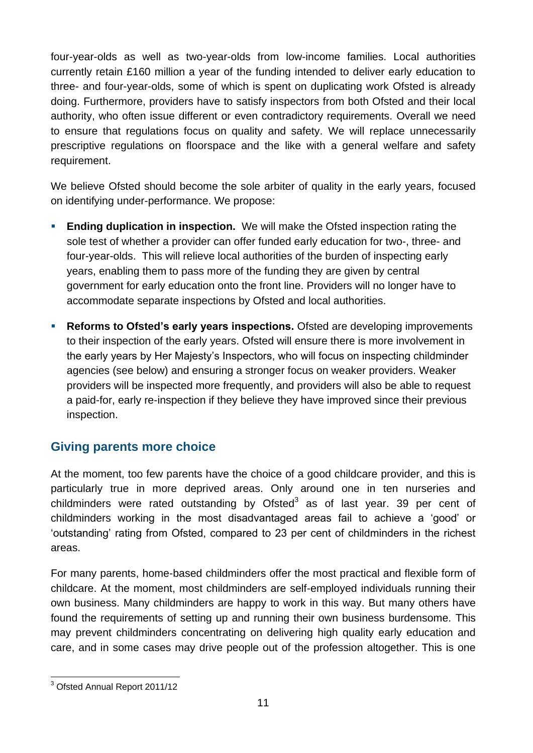four-year-olds as well as two-year-olds from low-income families. Local authorities currently retain £160 million a year of the funding intended to deliver early education to three- and four-year-olds, some of which is spent on duplicating work Ofsted is already doing. Furthermore, providers have to satisfy inspectors from both Ofsted and their local authority, who often issue different or even contradictory requirements. Overall we need to ensure that regulations focus on quality and safety. We will replace unnecessarily prescriptive regulations on floorspace and the like with a general welfare and safety requirement.

We believe Ofsted should become the sole arbiter of quality in the early years, focused on identifying under-performance. We propose:

- **Ending duplication in inspection.** We will make the Ofsted inspection rating the sole test of whether a provider can offer funded early education for two-, three- and four-year-olds. This will relieve local authorities of the burden of inspecting early years, enabling them to pass more of the funding they are given by central government for early education onto the front line. Providers will no longer have to accommodate separate inspections by Ofsted and local authorities.
- **Reforms to Ofsted's early years inspections.** Ofsted are developing improvements to their inspection of the early years. Ofsted will ensure there is more involvement in the early years by Her Majesty's Inspectors, who will focus on inspecting childminder agencies (see below) and ensuring a stronger focus on weaker providers. Weaker providers will be inspected more frequently, and providers will also be able to request a paid-for, early re-inspection if they believe they have improved since their previous inspection.

## Giving parents more choice

At the moment, too few parents have the choice of a good childcare provider, and this is particularly true in more deprived areas. Only around one in ten nurseries and childminders were rated outstanding by Ofsted[3] as of last year. 39 per cent of childminders working in the most disadvantaged areas fail to achieve a 'good' or 'outstanding' rating from Ofsted, compared to 23 per cent of childminders in the richest areas.

For many parents, home-based childminders offer the most practical and flexible form of childcare. At the moment, most childminders are self-employed individuals running their own business. Many childminders are happy to work in this way. But many others have found the requirements of setting up and running their own business burdensome. This may prevent childminders concentrating on delivering high quality early education and care, and in some cases may drive people out of the profession altogether. This is one

[3] Ofsted Annual Report 2011/12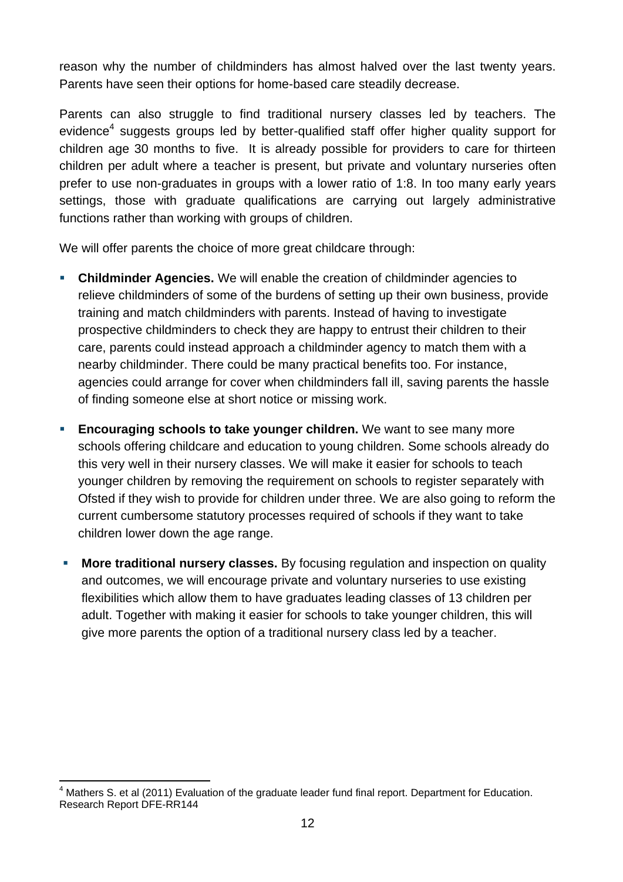reason why the number of childminders has almost halved over the last twenty years. Parents have seen their options for home-based care steadily decrease.

Parents can also struggle to find traditional nursery classes led by teachers. The evidence[4] suggests groups led by better-qualified staff offer higher quality support for children age 30 months to five. It is already possible for providers to care for thirteen children per adult where a teacher is present, but private and voluntary nurseries often prefer to use non-graduates in groups with a lower ratio of 1:8. In too many early years settings, those with graduate qualifications are carrying out largely administrative functions rather than working with groups of children.

We will offer parents the choice of more great childcare through:

- **Childminder Agencies.** We will enable the creation of childminder agencies to relieve childminders of some of the burdens of setting up their own business, provide training and match childminders with parents. Instead of having to investigate prospective childminders to check they are happy to entrust their children to their care, parents could instead approach a childminder agency to match them with a nearby childminder. There could be many practical benefits too. For instance, agencies could arrange for cover when childminders fall ill, saving parents the hassle of finding someone else at short notice or missing work.
- **Encouraging schools to take younger children.** We want to see many more schools offering childcare and education to young children. Some schools already do this very well in their nursery classes. We will make it easier for schools to teach younger children by removing the requirement on schools to register separately with Ofsted if they wish to provide for children under three. We are also going to reform the current cumbersome statutory processes required of schools if they want to take children lower down the age range.
- **More traditional nursery classes.** By focusing regulation and inspection on quality and outcomes, we will encourage private and voluntary nurseries to use existing flexibilities which allow them to have graduates leading classes of 13 children per adult. Together with making it easier for schools to take younger children, this will give more parents the option of a traditional nursery class led by a teacher.

[4] Mathers S. et al (2011) Evaluation of the graduate leader fund final report. Department for Education. Research Report DFE-RR144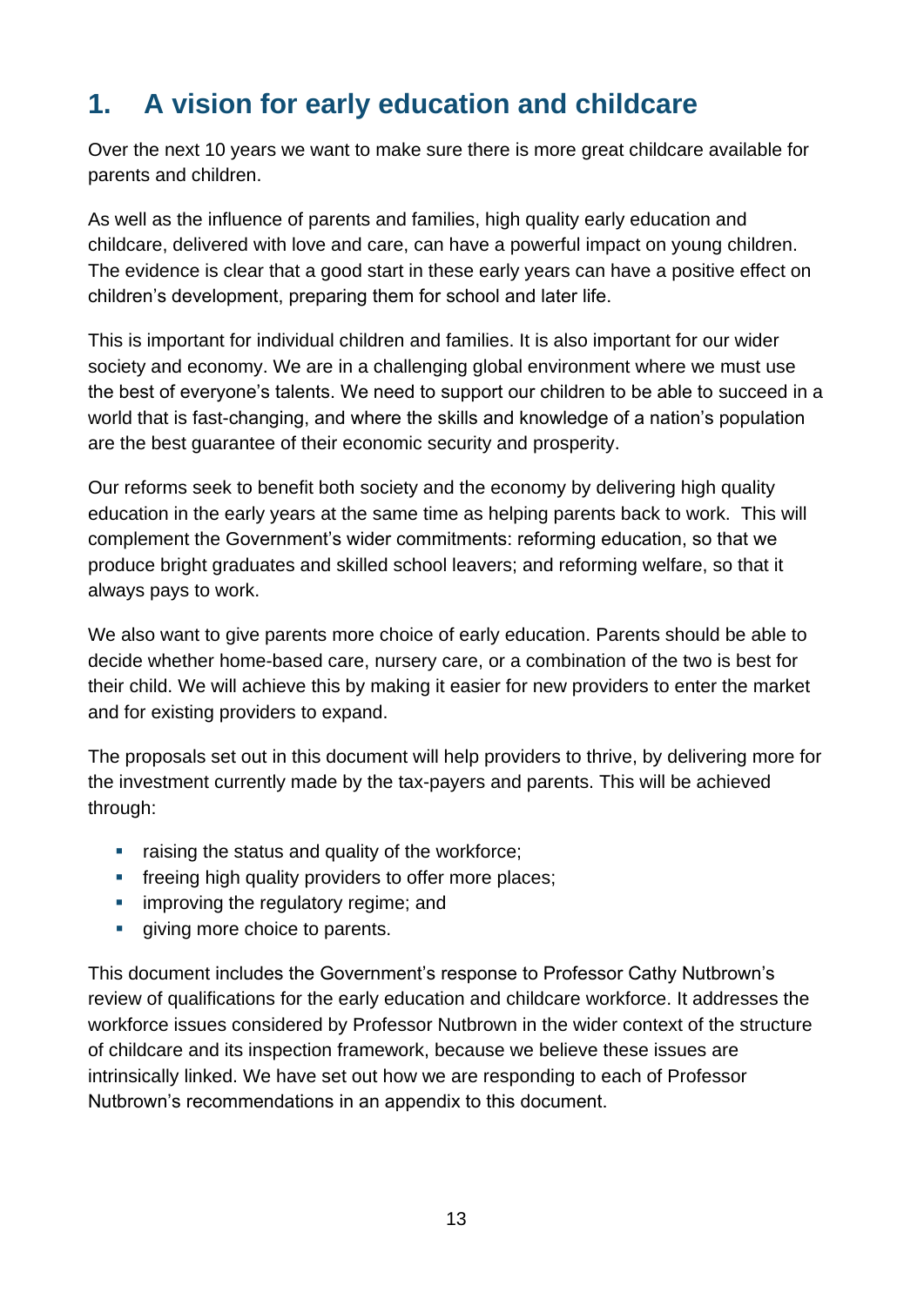# 1. A vision for early education and childcare

Over the next 10 years we want to make sure there is more great childcare available for parents and children.

As well as the influence of parents and families, high quality early education and childcare, delivered with love and care, can have a powerful impact on young children. The evidence is clear that a good start in these early years can have a positive effect on children's development, preparing them for school and later life.

This is important for individual children and families. It is also important for our wider society and economy. We are in a challenging global environment where we must use the best of everyone's talents. We need to support our children to be able to succeed in a world that is fast-changing, and where the skills and knowledge of a nation's population are the best guarantee of their economic security and prosperity.

Our reforms seek to benefit both society and the economy by delivering high quality education in the early years at the same time as helping parents back to work. This will complement the Government's wider commitments: reforming education, so that we produce bright graduates and skilled school leavers; and reforming welfare, so that it always pays to work.

We also want to give parents more choice of early education. Parents should be able to decide whether home-based care, nursery care, or a combination of the two is best for their child. We will achieve this by making it easier for new providers to enter the market and for existing providers to expand.

The proposals set out in this document will help providers to thrive, by delivering more for the investment currently made by the tax-payers and parents. This will be achieved through:

- raising the status and quality of the workforce;
- freeing high quality providers to offer more places;
- improving the regulatory regime; and
- giving more choice to parents.

This document includes the Government's response to Professor Cathy Nutbrown's review of qualifications for the early education and childcare workforce. It addresses the workforce issues considered by Professor Nutbrown in the wider context of the structure of childcare and its inspection framework, because we believe these issues are intrinsically linked. We have set out how we are responding to each of Professor Nutbrown's recommendations in an appendix to this document.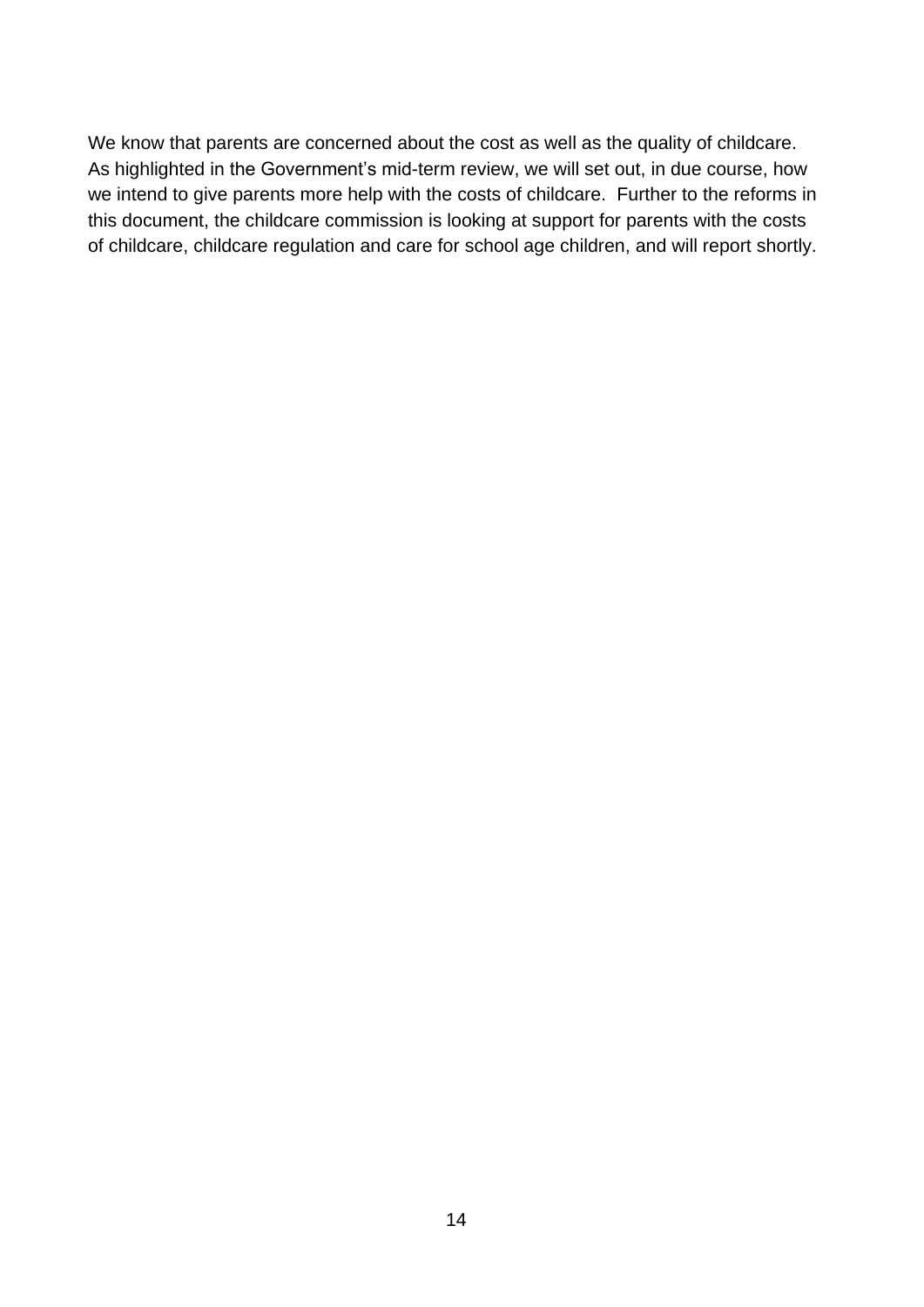We know that parents are concerned about the cost as well as the quality of childcare. As highlighted in the Government's mid-term review, we will set out, in due course, how we intend to give parents more help with the costs of childcare. Further to the reforms in this document, the childcare commission is looking at support for parents with the costs of childcare, childcare regulation and care for school age children, and will report shortly.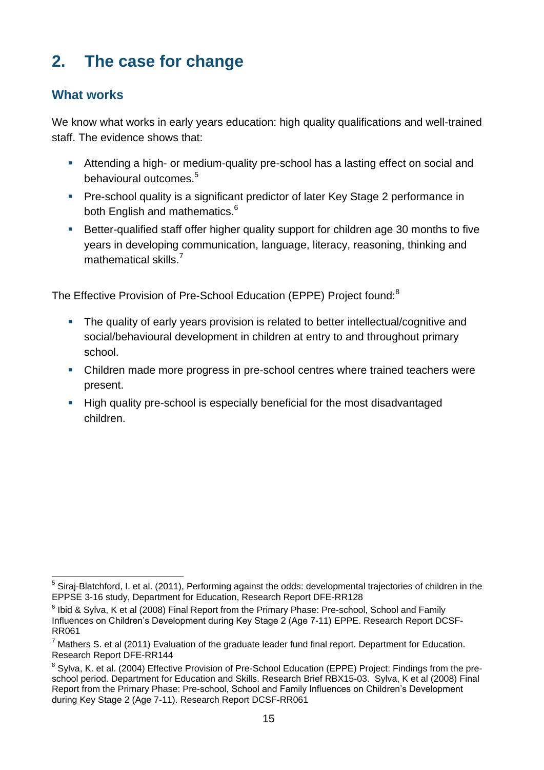## 2. The case for change

### What works

We know what works in early years education: high quality qualifications and well-trained staff. The evidence shows that:

- Attending a high- or medium-quality pre-school has a lasting effect on social and behavioural outcomes.[5]
- Pre-school quality is a significant predictor of later Key Stage 2 performance in both English and mathematics.[6]
- Better-qualified staff offer higher quality support for children age 30 months to five years in developing communication, language, literacy, reasoning, thinking and mathematical skills.[7]

The Effective Provision of Pre-School Education (EPPE) Project found:[8]

- The quality of early years provision is related to better intellectual/cognitive and social/behavioural development in children at entry to and throughout primary school.
- Children made more progress in pre-school centres where trained teachers were present.
- High quality pre-school is especially beneficial for the most disadvantaged children.

---

[5] Siraj-Blatchford, I. et al. (2011), Performing against the odds: developmental trajectories of children in the EPPSE 3-16 study, Department for Education, Research Report DFE-RR128

[6] Ibid & Sylva, K et al (2008) Final Report from the Primary Phase: Pre-school, School and Family Influences on Children's Development during Key Stage 2 (Age 7-11) EPPE. Research Report DCSF-RR061

[7] Mathers S. et al (2011) Evaluation of the graduate leader fund final report. Department for Education. Research Report DFE-RR144

[8] Sylva, K. et al. (2004) Effective Provision of Pre-School Education (EPPE) Project: Findings from the pre-school period. Department for Education and Skills. Research Brief RBX15-03. Sylva, K et al (2008) Final Report from the Primary Phase: Pre-school, School and Family Influences on Children's Development during Key Stage 2 (Age 7-11). Research Report DCSF-RR061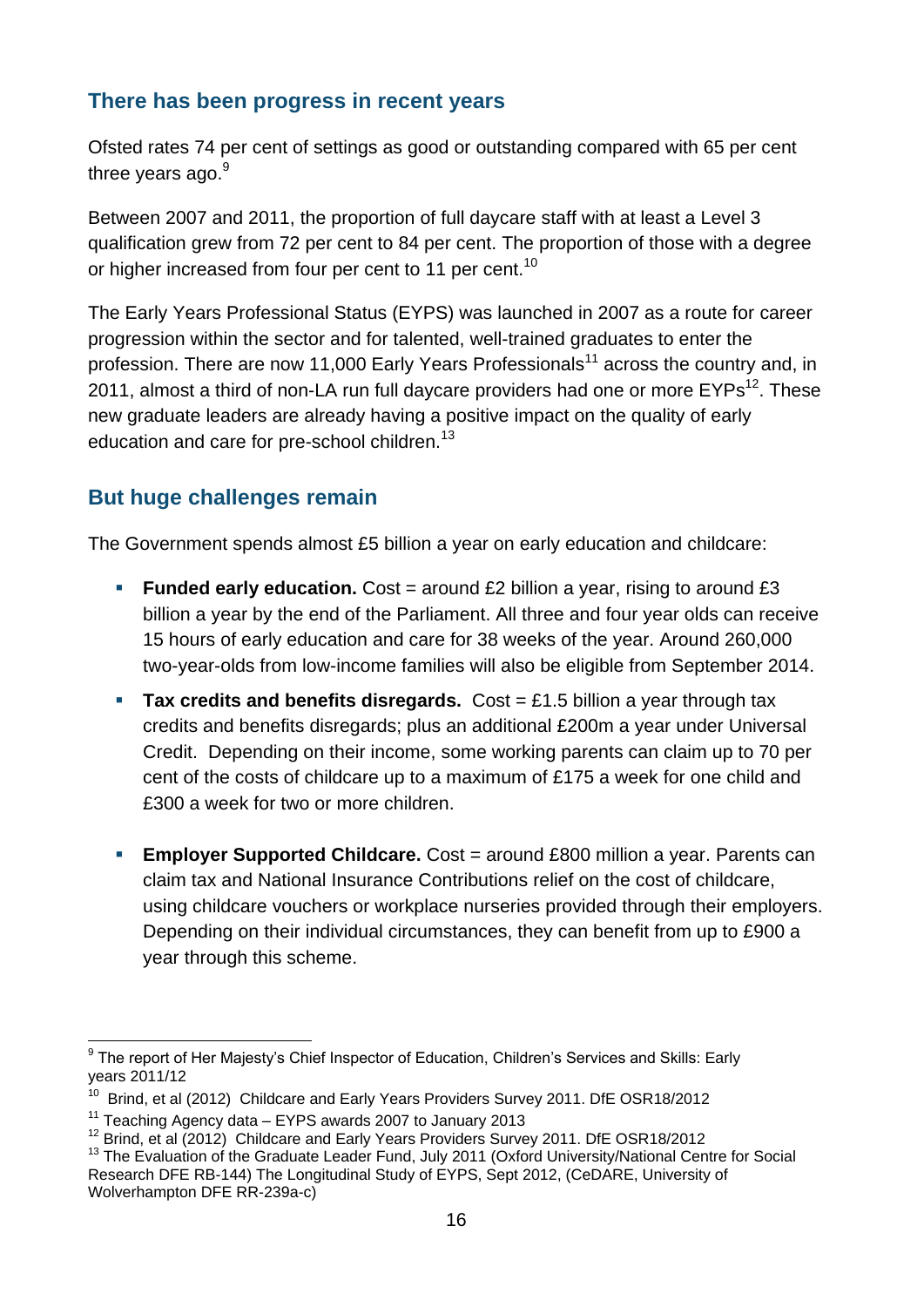## There has been progress in recent years

Ofsted rates 74 per cent of settings as good or outstanding compared with 65 per cent three years ago.[9]

Between 2007 and 2011, the proportion of full daycare staff with at least a Level 3 qualification grew from 72 per cent to 84 per cent. The proportion of those with a degree or higher increased from four per cent to 11 per cent.[10]

The Early Years Professional Status (EYPS) was launched in 2007 as a route for career progression within the sector and for talented, well-trained graduates to enter the profession. There are now 11,000 Early Years Professionals[11] across the country and, in 2011, almost a third of non-LA run full daycare providers had one or more EYPs[12]. These new graduate leaders are already having a positive impact on the quality of early education and care for pre-school children.[13]

## But huge challenges remain

The Government spends almost £5 billion a year on early education and childcare:

- **Funded early education.** Cost = around £2 billion a year, rising to around £3 billion a year by the end of the Parliament. All three and four year olds can receive 15 hours of early education and care for 38 weeks of the year. Around 260,000 two-year-olds from low-income families will also be eligible from September 2014.
- **Tax credits and benefits disregards.** Cost = £1.5 billion a year through tax credits and benefits disregards; plus an additional £200m a year under Universal Credit. Depending on their income, some working parents can claim up to 70 per cent of the costs of childcare up to a maximum of £175 a week for one child and £300 a week for two or more children.
- **Employer Supported Childcare.** Cost = around £800 million a year. Parents can claim tax and National Insurance Contributions relief on the cost of childcare, using childcare vouchers or workplace nurseries provided through their employers. Depending on their individual circumstances, they can benefit from up to £900 a year through this scheme.

---

[9] The report of Her Majesty's Chief Inspector of Education, Children's Services and Skills: Early years 2011/12

[10] Brind, et al (2012) Childcare and Early Years Providers Survey 2011. DfE OSR18/2012

[11] Teaching Agency data – EYPS awards 2007 to January 2013

[12] Brind, et al (2012) Childcare and Early Years Providers Survey 2011. DfE OSR18/2012

[13] The Evaluation of the Graduate Leader Fund, July 2011 (Oxford University/National Centre for Social Research DFE RB-144) The Longitudinal Study of EYPS, Sept 2012, (CeDARE, University of Wolverhampton DFE RR-239a-c)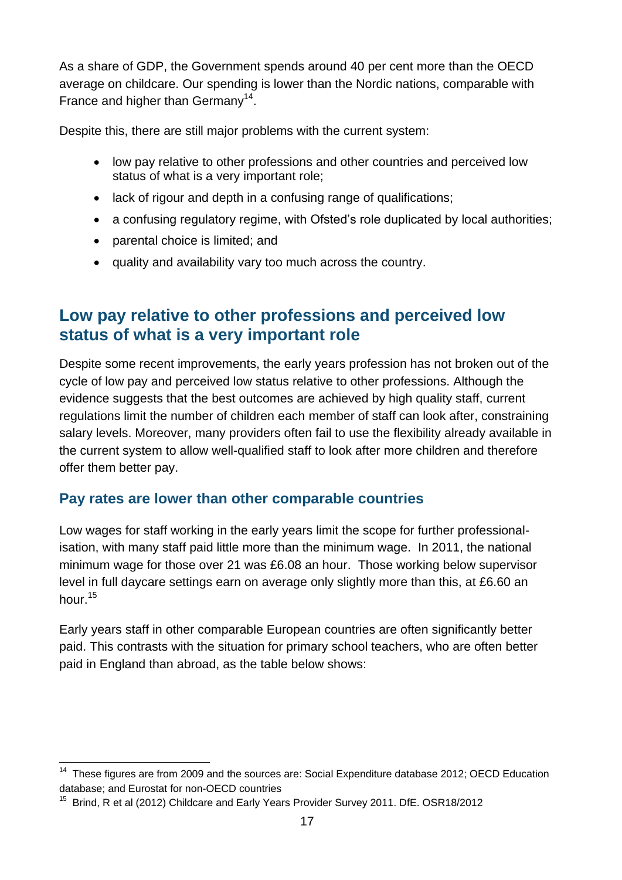As a share of GDP, the Government spends around 40 per cent more than the OECD average on childcare. Our spending is lower than the Nordic nations, comparable with France and higher than Germany[14].

Despite this, there are still major problems with the current system:

- low pay relative to other professions and other countries and perceived low status of what is a very important role;
- lack of rigour and depth in a confusing range of qualifications;
- a confusing regulatory regime, with Ofsted's role duplicated by local authorities;
- parental choice is limited; and
- quality and availability vary too much across the country.

## Low pay relative to other professions and perceived low status of what is a very important role

Despite some recent improvements, the early years profession has not broken out of the cycle of low pay and perceived low status relative to other professions. Although the evidence suggests that the best outcomes are achieved by high quality staff, current regulations limit the number of children each member of staff can look after, constraining salary levels. Moreover, many providers often fail to use the flexibility already available in the current system to allow well-qualified staff to look after more children and therefore offer them better pay.

### Pay rates are lower than other comparable countries

Low wages for staff working in the early years limit the scope for further professional-isation, with many staff paid little more than the minimum wage. In 2011, the national minimum wage for those over 21 was £6.08 an hour. Those working below supervisor level in full daycare settings earn on average only slightly more than this, at £6.60 an hour.[15]

Early years staff in other comparable European countries are often significantly better paid. This contrasts with the situation for primary school teachers, who are often better paid in England than abroad, as the table below shows:

---

[14] These figures are from 2009 and the sources are: Social Expenditure database 2012; OECD Education database; and Eurostat for non-OECD countries

[15] Brind, R et al (2012) Childcare and Early Years Provider Survey 2011. DfE. OSR18/2012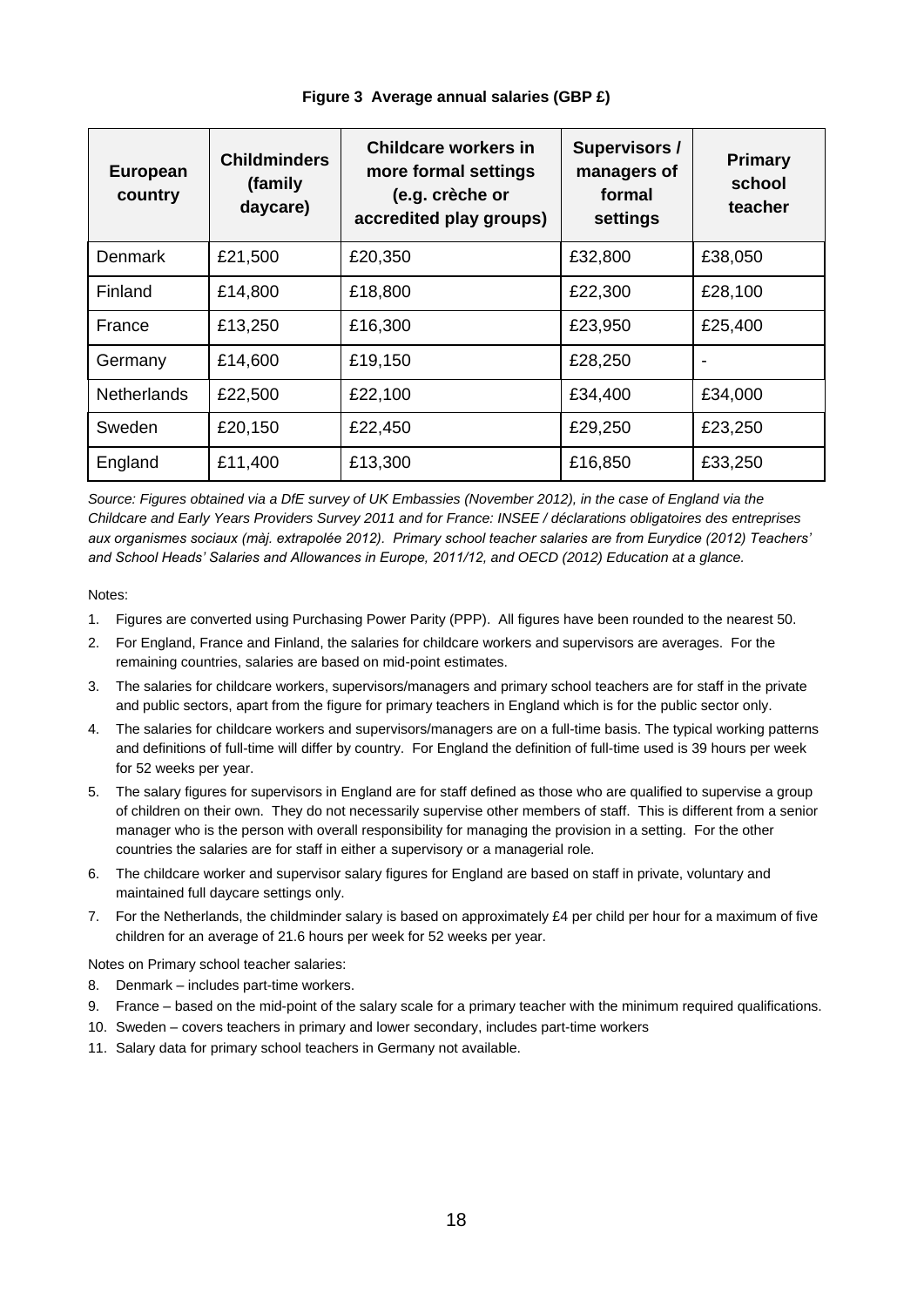**Figure 3  Average annual salaries (GBP £)**

| European country | Childminders (family daycare) | Childcare workers in more formal settings (e.g. crèche or accredited play groups) | Supervisors / managers of formal settings | Primary school teacher |
|---|---|---|---|---|
| Denmark | £21,500 | £20,350 | £32,800 | £38,050 |
| Finland | £14,800 | £18,800 | £22,300 | £28,100 |
| France | £13,250 | £16,300 | £23,950 | £25,400 |
| Germany | £14,600 | £19,150 | £28,250 | - |
| Netherlands | £22,500 | £22,100 | £34,400 | £34,000 |
| Sweden | £20,150 | £22,450 | £29,250 | £23,250 |
| England | £11,400 | £13,300 | £16,850 | £33,250 |

*Source: Figures obtained via a DfE survey of UK Embassies (November 2012), in the case of England via the Childcare and Early Years Providers Survey 2011 and for France: INSEE / déclarations obligatoires des entreprises aux organismes sociaux (màj. extrapolée 2012). Primary school teacher salaries are from Eurydice (2012) Teachers' and School Heads' Salaries and Allowances in Europe, 2011/12, and OECD (2012) Education at a glance.*

Notes:

1. Figures are converted using Purchasing Power Parity (PPP). All figures have been rounded to the nearest 50.
2. For England, France and Finland, the salaries for childcare workers and supervisors are averages. For the remaining countries, salaries are based on mid-point estimates.
3. The salaries for childcare workers, supervisors/managers and primary school teachers are for staff in the private and public sectors, apart from the figure for primary teachers in England which is for the public sector only.
4. The salaries for childcare workers and supervisors/managers are on a full-time basis. The typical working patterns and definitions of full-time will differ by country. For England the definition of full-time used is 39 hours per week for 52 weeks per year.
5. The salary figures for supervisors in England are for staff defined as those who are qualified to supervise a group of children on their own. They do not necessarily supervise other members of staff. This is different from a senior manager who is the person with overall responsibility for managing the provision in a setting. For the other countries the salaries are for staff in either a supervisory or a managerial role.
6. The childcare worker and supervisor salary figures for England are based on staff in private, voluntary and maintained full daycare settings only.
7. For the Netherlands, the childminder salary is based on approximately £4 per child per hour for a maximum of five children for an average of 21.6 hours per week for 52 weeks per year.

Notes on Primary school teacher salaries:

8. Denmark – includes part-time workers.
9. France – based on the mid-point of the salary scale for a primary teacher with the minimum required qualifications.
10. Sweden – covers teachers in primary and lower secondary, includes part-time workers
11. Salary data for primary school teachers in Germany not available.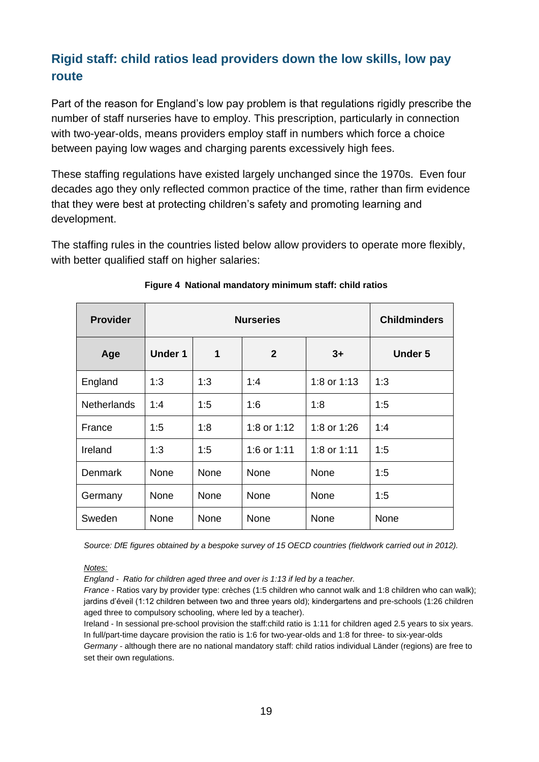## Rigid staff: child ratios lead providers down the low skills, low pay route

Part of the reason for England's low pay problem is that regulations rigidly prescribe the number of staff nurseries have to employ. This prescription, particularly in connection with two-year-olds, means providers employ staff in numbers which force a choice between paying low wages and charging parents excessively high fees.

These staffing regulations have existed largely unchanged since the 1970s. Even four decades ago they only reflected common practice of the time, rather than firm evidence that they were best at protecting children's safety and promoting learning and development.

The staffing rules in the countries listed below allow providers to operate more flexibly, with better qualified staff on higher salaries:

**Figure 4 National mandatory minimum staff: child ratios**

| **Provider** | **Nurseries** | | | | **Childminders** |
|---|---|---|---|---|---|
| **Age** | **Under 1** | **1** | **2** | **3+** | **Under 5** |
| England | 1:3 | 1:3 | 1:4 | 1:8 or 1:13 | 1:3 |
| Netherlands | 1:4 | 1:5 | 1:6 | 1:8 | 1:5 |
| France | 1:5 | 1:8 | 1:8 or 1:12 | 1:8 or 1:26 | 1:4 |
| Ireland | 1:3 | 1:5 | 1:6 or 1:11 | 1:8 or 1:11 | 1:5 |
| Denmark | None | None | None | None | 1:5 |
| Germany | None | None | None | None | 1:5 |
| Sweden | None | None | None | None | None |

*Source: DfE figures obtained by a bespoke survey of 15 OECD countries (fieldwork carried out in 2012).*

*Notes:*

*England - Ratio for children aged three and over is 1:13 if led by a teacher.*

*France* - Ratios vary by provider type: crèches (1:5 children who cannot walk and 1:8 children who can walk); jardins d'éveil (1:12 children between two and three years old); kindergartens and pre-schools (1:26 children aged three to compulsory schooling, where led by a teacher).

Ireland - In sessional pre-school provision the staff:child ratio is 1:11 for children aged 2.5 years to six years. In full/part-time daycare provision the ratio is 1:6 for two-year-olds and 1:8 for three- to six-year-olds

*Germany* - although there are no national mandatory staff: child ratios individual Länder (regions) are free to set their own regulations.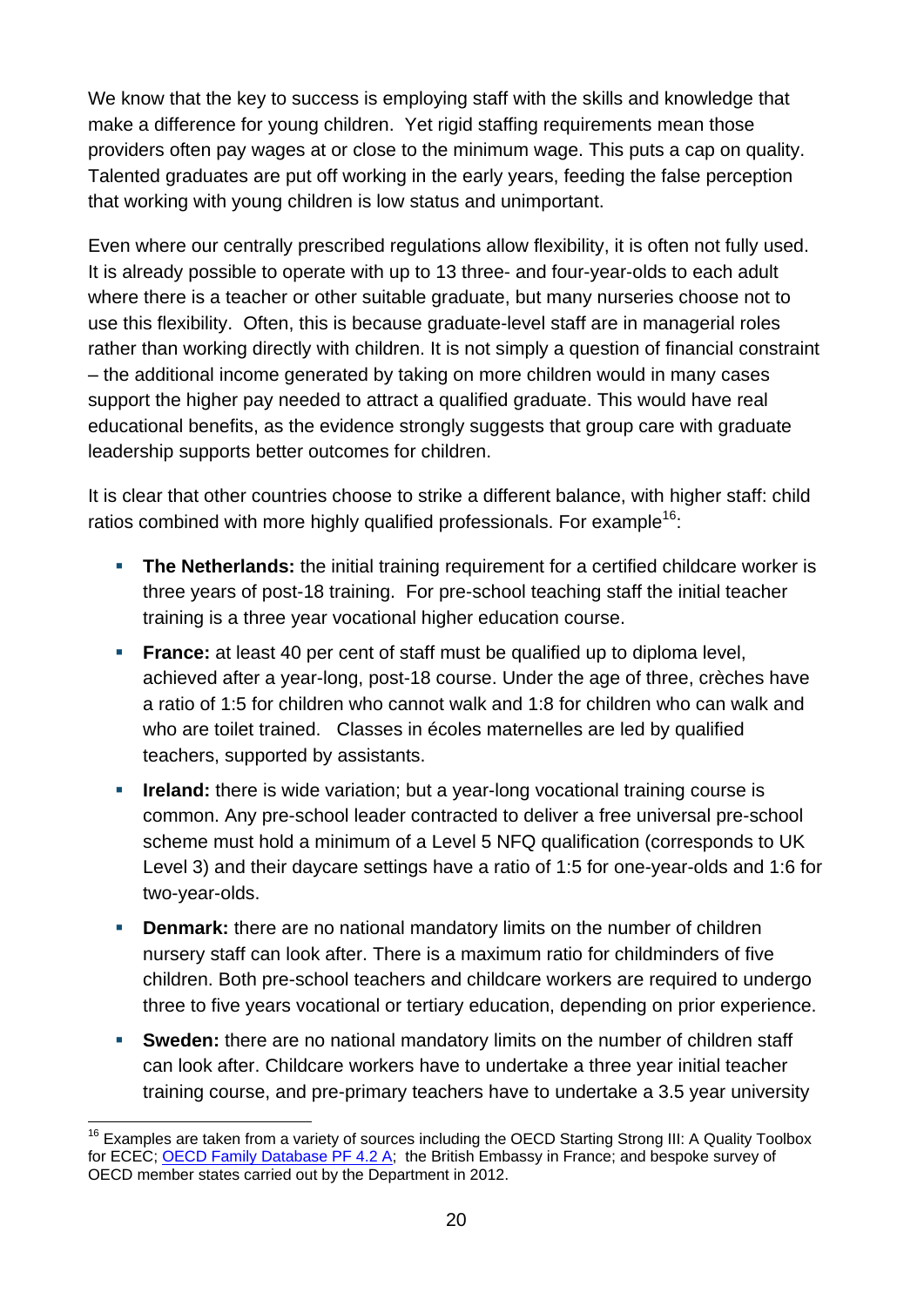We know that the key to success is employing staff with the skills and knowledge that make a difference for young children. Yet rigid staffing requirements mean those providers often pay wages at or close to the minimum wage. This puts a cap on quality. Talented graduates are put off working in the early years, feeding the false perception that working with young children is low status and unimportant.

Even where our centrally prescribed regulations allow flexibility, it is often not fully used. It is already possible to operate with up to 13 three- and four-year-olds to each adult where there is a teacher or other suitable graduate, but many nurseries choose not to use this flexibility. Often, this is because graduate-level staff are in managerial roles rather than working directly with children. It is not simply a question of financial constraint – the additional income generated by taking on more children would in many cases support the higher pay needed to attract a qualified graduate. This would have real educational benefits, as the evidence strongly suggests that group care with graduate leadership supports better outcomes for children.

It is clear that other countries choose to strike a different balance, with higher staff: child ratios combined with more highly qualified professionals. For example[16]:

- **The Netherlands:** the initial training requirement for a certified childcare worker is three years of post-18 training. For pre-school teaching staff the initial teacher training is a three year vocational higher education course.
- **France:** at least 40 per cent of staff must be qualified up to diploma level, achieved after a year-long, post-18 course. Under the age of three, crèches have a ratio of 1:5 for children who cannot walk and 1:8 for children who can walk and who are toilet trained. Classes in écoles maternelles are led by qualified teachers, supported by assistants.
- **Ireland:** there is wide variation; but a year-long vocational training course is common. Any pre-school leader contracted to deliver a free universal pre-school scheme must hold a minimum of a Level 5 NFQ qualification (corresponds to UK Level 3) and their daycare settings have a ratio of 1:5 for one-year-olds and 1:6 for two-year-olds.
- **Denmark:** there are no national mandatory limits on the number of children nursery staff can look after. There is a maximum ratio for childminders of five children. Both pre-school teachers and childcare workers are required to undergo three to five years vocational or tertiary education, depending on prior experience.
- **Sweden:** there are no national mandatory limits on the number of children staff can look after. Childcare workers have to undertake a three year initial teacher training course, and pre-primary teachers have to undertake a 3.5 year university

[16] Examples are taken from a variety of sources including the OECD Starting Strong III: A Quality Toolbox for ECEC; OECD Family Database PF 4.2 A; the British Embassy in France; and bespoke survey of OECD member states carried out by the Department in 2012.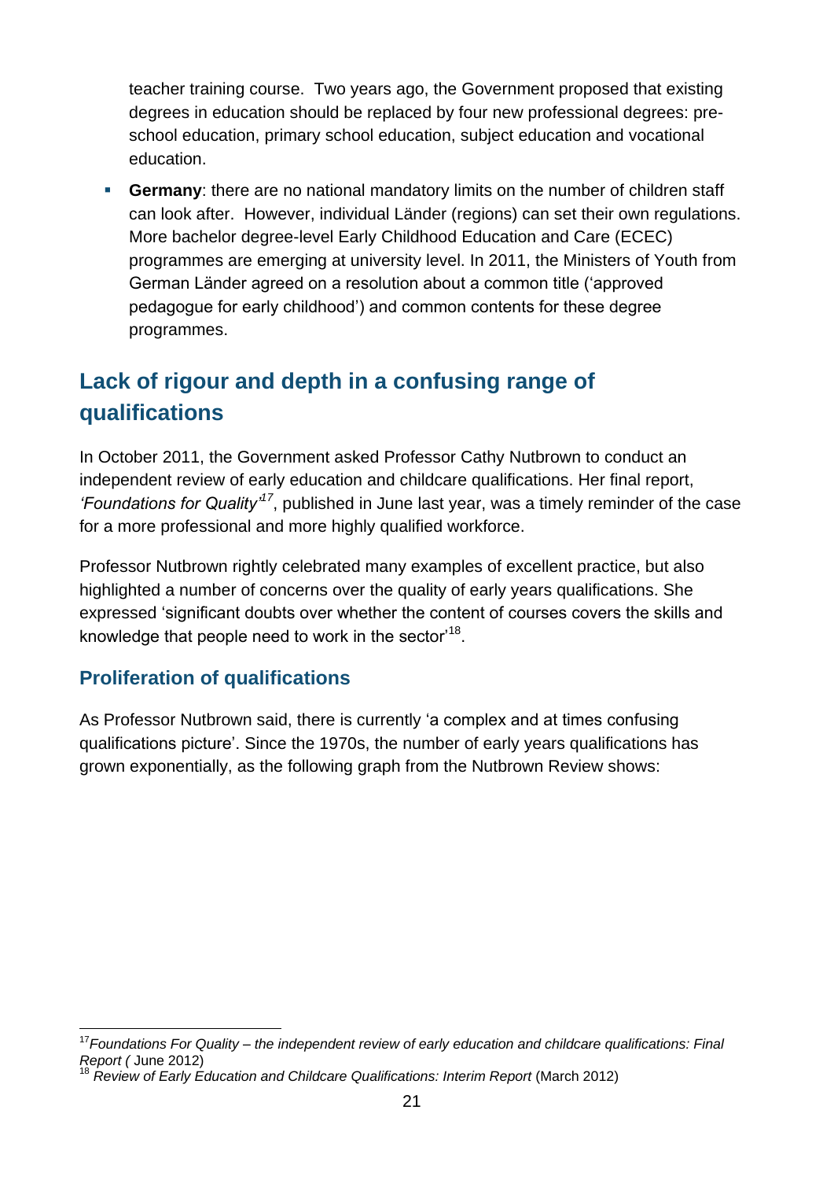teacher training course. Two years ago, the Government proposed that existing degrees in education should be replaced by four new professional degrees: pre-school education, primary school education, subject education and vocational education.

- **Germany**: there are no national mandatory limits on the number of children staff can look after. However, individual Länder (regions) can set their own regulations. More bachelor degree-level Early Childhood Education and Care (ECEC) programmes are emerging at university level. In 2011, the Ministers of Youth from German Länder agreed on a resolution about a common title ('approved pedagogue for early childhood') and common contents for these degree programmes.

## Lack of rigour and depth in a confusing range of qualifications

In October 2011, the Government asked Professor Cathy Nutbrown to conduct an independent review of early education and childcare qualifications. Her final report, *'Foundations for Quality'*[17], published in June last year, was a timely reminder of the case for a more professional and more highly qualified workforce.

Professor Nutbrown rightly celebrated many examples of excellent practice, but also highlighted a number of concerns over the quality of early years qualifications. She expressed 'significant doubts over whether the content of courses covers the skills and knowledge that people need to work in the sector'[18].

### Proliferation of qualifications

As Professor Nutbrown said, there is currently 'a complex and at times confusing qualifications picture'. Since the 1970s, the number of early years qualifications has grown exponentially, as the following graph from the Nutbrown Review shows:

---

[17] *Foundations For Quality – the independent review of early education and childcare qualifications: Final Report (* June 2012)

[18] *Review of Early Education and Childcare Qualifications: Interim Report* (March 2012)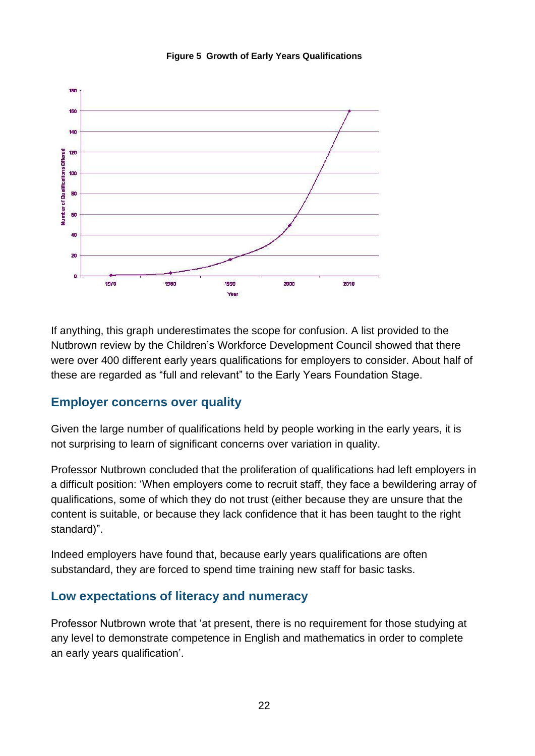**Figure 5 Growth of Early Years Qualifications**

If anything, this graph underestimates the scope for confusion. A list provided to the Nutbrown review by the Children's Workforce Development Council showed that there were over 400 different early years qualifications for employers to consider. About half of these are regarded as "full and relevant" to the Early Years Foundation Stage.

## Employer concerns over quality

Given the large number of qualifications held by people working in the early years, it is not surprising to learn of significant concerns over variation in quality.

Professor Nutbrown concluded that the proliferation of qualifications had left employers in a difficult position: 'When employers come to recruit staff, they face a bewildering array of qualifications, some of which they do not trust (either because they are unsure that the content is suitable, or because they lack confidence that it has been taught to the right standard)".

Indeed employers have found that, because early years qualifications are often substandard, they are forced to spend time training new staff for basic tasks.

## Low expectations of literacy and numeracy

Professor Nutbrown wrote that 'at present, there is no requirement for those studying at any level to demonstrate competence in English and mathematics in order to complete an early years qualification'.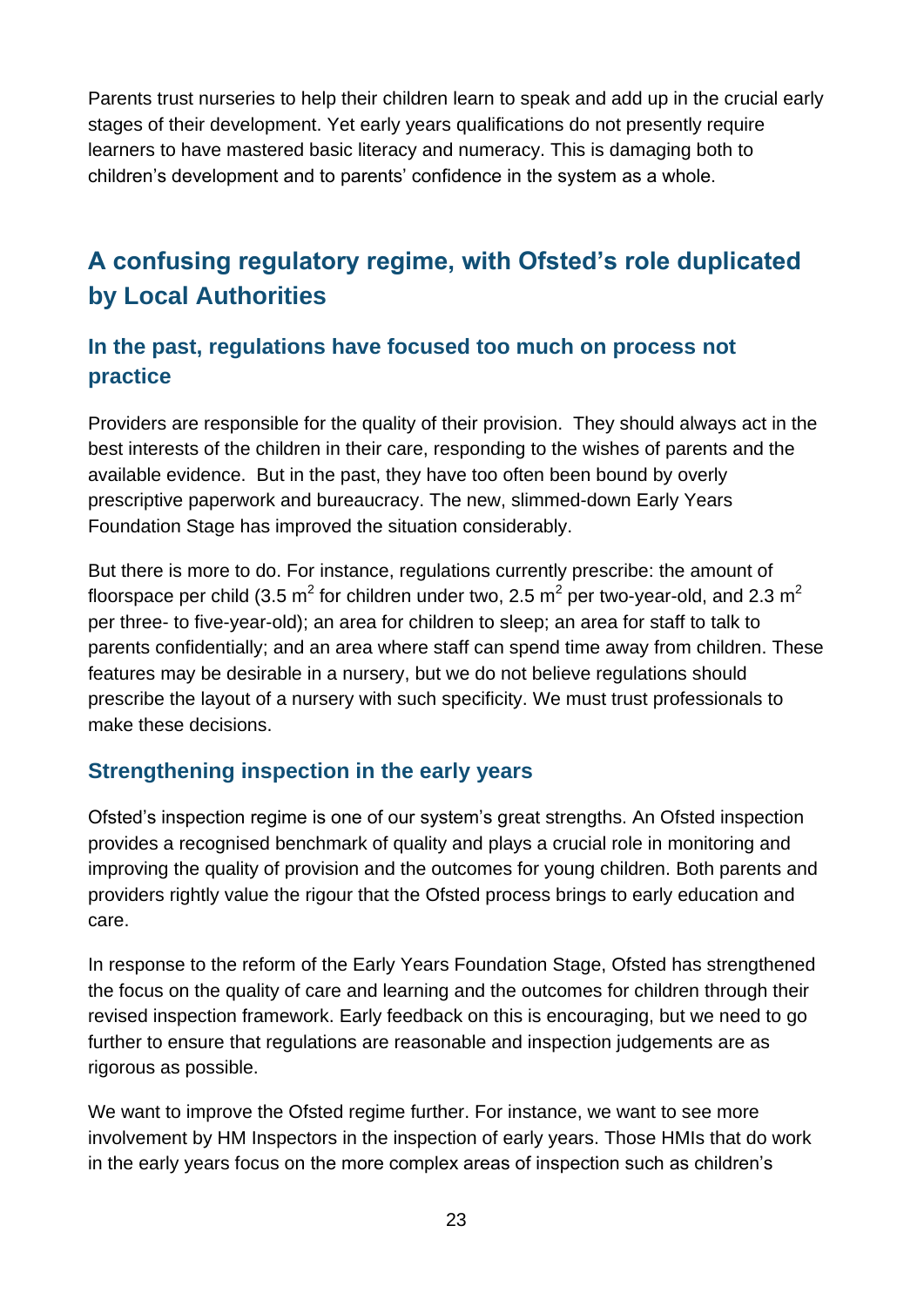Parents trust nurseries to help their children learn to speak and add up in the crucial early stages of their development. Yet early years qualifications do not presently require learners to have mastered basic literacy and numeracy. This is damaging both to children's development and to parents' confidence in the system as a whole.

## A confusing regulatory regime, with Ofsted's role duplicated by Local Authorities

### In the past, regulations have focused too much on process not practice

Providers are responsible for the quality of their provision. They should always act in the best interests of the children in their care, responding to the wishes of parents and the available evidence. But in the past, they have too often been bound by overly prescriptive paperwork and bureaucracy. The new, slimmed-down Early Years Foundation Stage has improved the situation considerably.

But there is more to do. For instance, regulations currently prescribe: the amount of floorspace per child (3.5 $m^2$ for children under two, 2.5 $m^2$ per two-year-old, and 2.3 $m^2$ per three- to five-year-old); an area for children to sleep; an area for staff to talk to parents confidentially; and an area where staff can spend time away from children. These features may be desirable in a nursery, but we do not believe regulations should prescribe the layout of a nursery with such specificity. We must trust professionals to make these decisions.

### Strengthening inspection in the early years

Ofsted's inspection regime is one of our system's great strengths. An Ofsted inspection provides a recognised benchmark of quality and plays a crucial role in monitoring and improving the quality of provision and the outcomes for young children. Both parents and providers rightly value the rigour that the Ofsted process brings to early education and care.

In response to the reform of the Early Years Foundation Stage, Ofsted has strengthened the focus on the quality of care and learning and the outcomes for children through their revised inspection framework. Early feedback on this is encouraging, but we need to go further to ensure that regulations are reasonable and inspection judgements are as rigorous as possible.

We want to improve the Ofsted regime further. For instance, we want to see more involvement by HM Inspectors in the inspection of early years. Those HMIs that do work in the early years focus on the more complex areas of inspection such as children's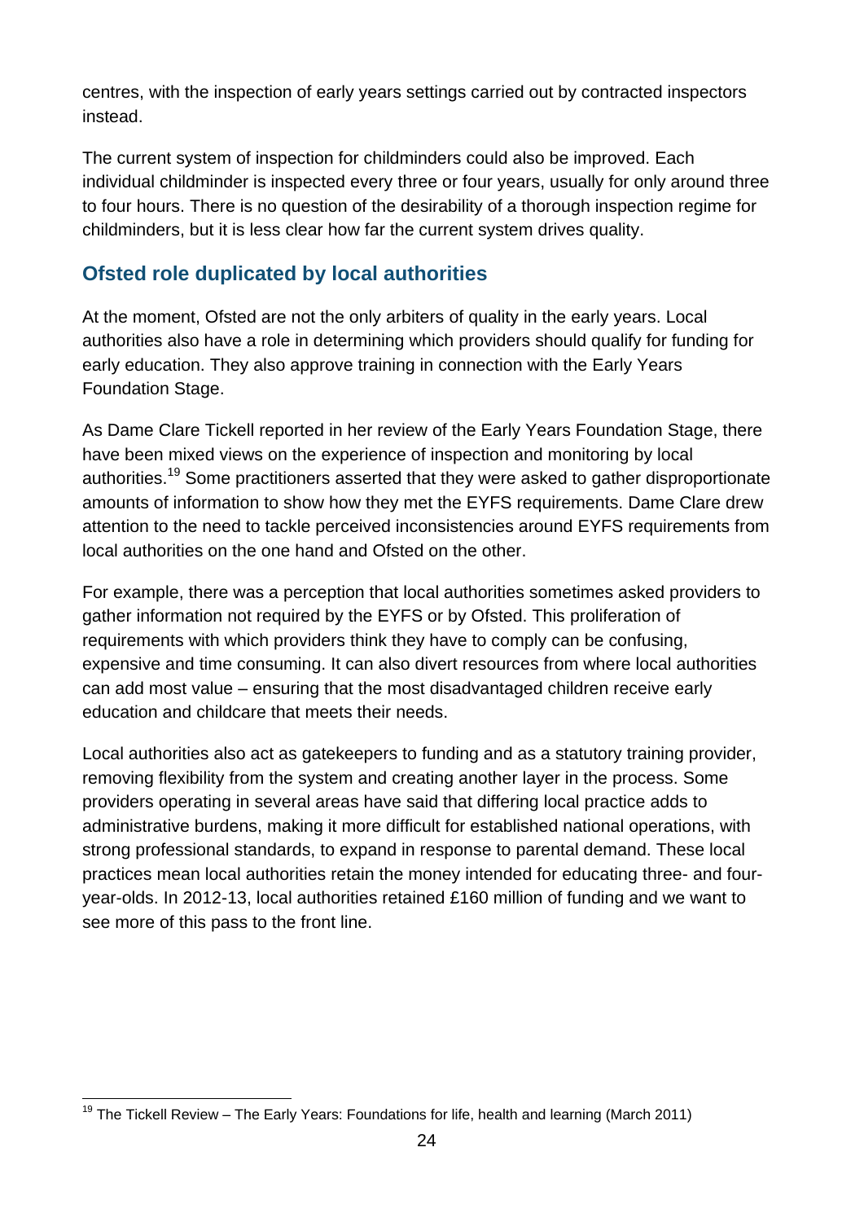centres, with the inspection of early years settings carried out by contracted inspectors instead.

The current system of inspection for childminders could also be improved. Each individual childminder is inspected every three or four years, usually for only around three to four hours. There is no question of the desirability of a thorough inspection regime for childminders, but it is less clear how far the current system drives quality.

## Ofsted role duplicated by local authorities

At the moment, Ofsted are not the only arbiters of quality in the early years. Local authorities also have a role in determining which providers should qualify for funding for early education. They also approve training in connection with the Early Years Foundation Stage.

As Dame Clare Tickell reported in her review of the Early Years Foundation Stage, there have been mixed views on the experience of inspection and monitoring by local authorities.[19] Some practitioners asserted that they were asked to gather disproportionate amounts of information to show how they met the EYFS requirements. Dame Clare drew attention to the need to tackle perceived inconsistencies around EYFS requirements from local authorities on the one hand and Ofsted on the other.

For example, there was a perception that local authorities sometimes asked providers to gather information not required by the EYFS or by Ofsted. This proliferation of requirements with which providers think they have to comply can be confusing, expensive and time consuming. It can also divert resources from where local authorities can add most value – ensuring that the most disadvantaged children receive early education and childcare that meets their needs.

Local authorities also act as gatekeepers to funding and as a statutory training provider, removing flexibility from the system and creating another layer in the process. Some providers operating in several areas have said that differing local practice adds to administrative burdens, making it more difficult for established national operations, with strong professional standards, to expand in response to parental demand. These local practices mean local authorities retain the money intended for educating three- and four-year-olds. In 2012-13, local authorities retained £160 million of funding and we want to see more of this pass to the front line.

---

[19] The Tickell Review – The Early Years: Foundations for life, health and learning (March 2011)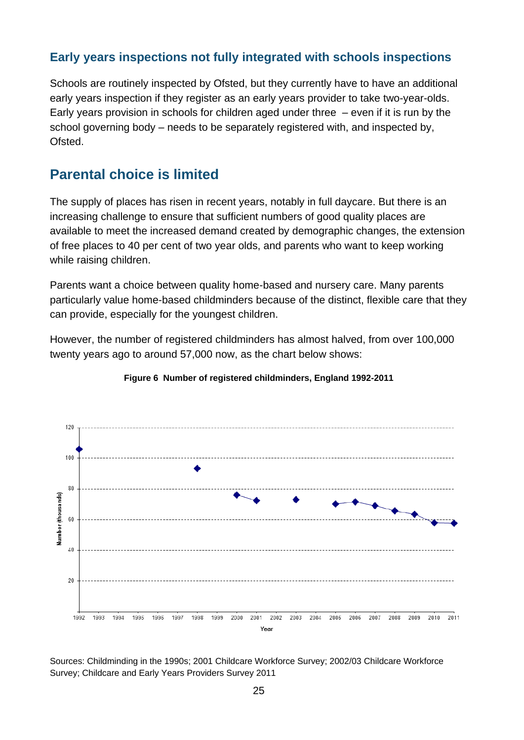### Early years inspections not fully integrated with schools inspections

Schools are routinely inspected by Ofsted, but they currently have to have an additional early years inspection if they register as an early years provider to take two-year-olds. Early years provision in schools for children aged under three – even if it is run by the school governing body – needs to be separately registered with, and inspected by, Ofsted.

## Parental choice is limited

The supply of places has risen in recent years, notably in full daycare. But there is an increasing challenge to ensure that sufficient numbers of good quality places are available to meet the increased demand created by demographic changes, the extension of free places to 40 per cent of two year olds, and parents who want to keep working while raising children.

Parents want a choice between quality home-based and nursery care. Many parents particularly value home-based childminders because of the distinct, flexible care that they can provide, especially for the youngest children.

However, the number of registered childminders has almost halved, from over 100,000 twenty years ago to around 57,000 now, as the chart below shows:

**Figure 6 Number of registered childminders, England 1992-2011**

Sources: Childminding in the 1990s; 2001 Childcare Workforce Survey; 2002/03 Childcare Workforce Survey; Childcare and Early Years Providers Survey 2011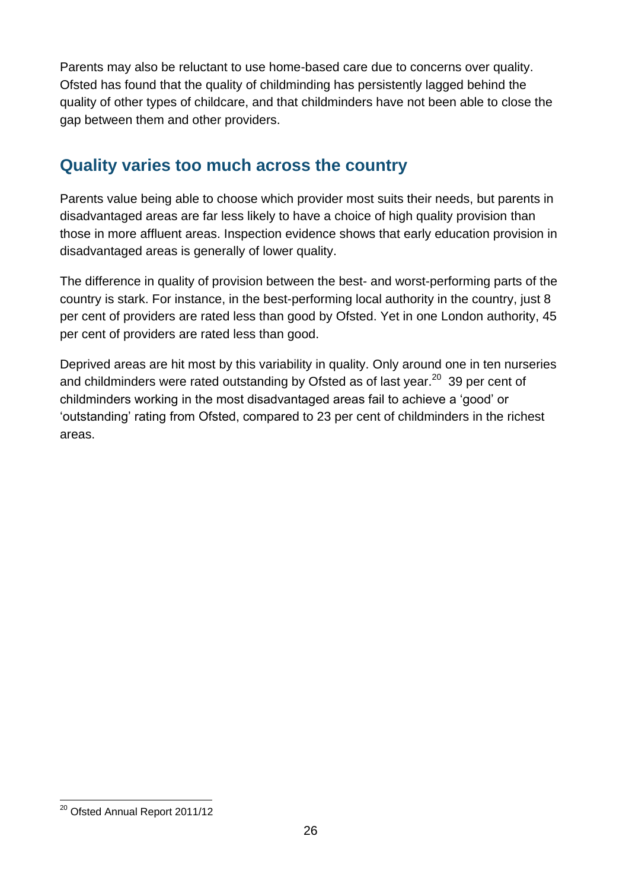Parents may also be reluctant to use home-based care due to concerns over quality. Ofsted has found that the quality of childminding has persistently lagged behind the quality of other types of childcare, and that childminders have not been able to close the gap between them and other providers.

## Quality varies too much across the country

Parents value being able to choose which provider most suits their needs, but parents in disadvantaged areas are far less likely to have a choice of high quality provision than those in more affluent areas. Inspection evidence shows that early education provision in disadvantaged areas is generally of lower quality.

The difference in quality of provision between the best- and worst-performing parts of the country is stark. For instance, in the best-performing local authority in the country, just 8 per cent of providers are rated less than good by Ofsted. Yet in one London authority, 45 per cent of providers are rated less than good.

Deprived areas are hit most by this variability in quality. Only around one in ten nurseries and childminders were rated outstanding by Ofsted as of last year.[20] 39 per cent of childminders working in the most disadvantaged areas fail to achieve a 'good' or 'outstanding' rating from Ofsted, compared to 23 per cent of childminders in the richest areas.

---

[20] Ofsted Annual Report 2011/12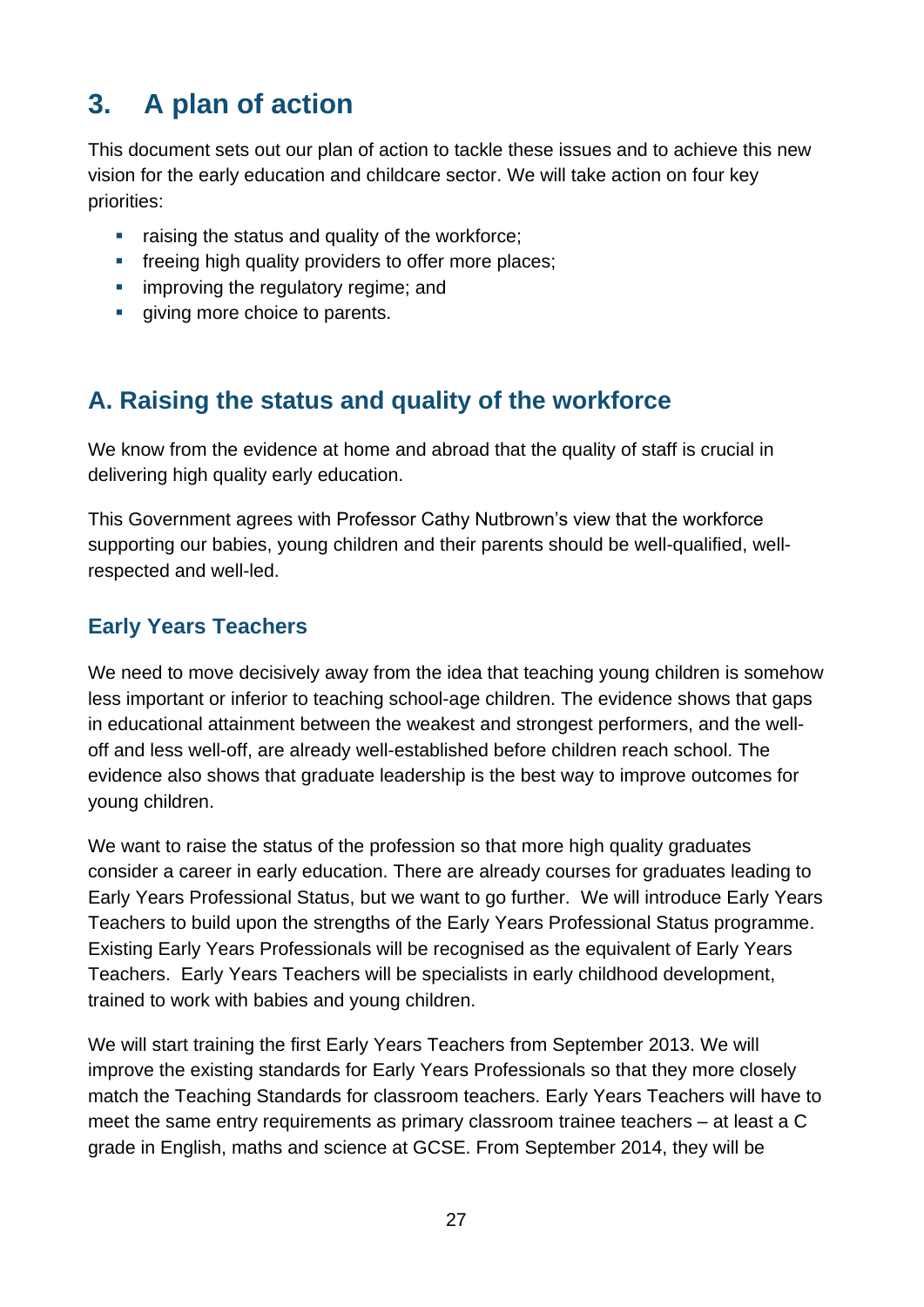## 3. A plan of action

This document sets out our plan of action to tackle these issues and to achieve this new vision for the early education and childcare sector. We will take action on four key priorities:

- raising the status and quality of the workforce;
- freeing high quality providers to offer more places;
- improving the regulatory regime; and
- giving more choice to parents.

## A. Raising the status and quality of the workforce

We know from the evidence at home and abroad that the quality of staff is crucial in delivering high quality early education.

This Government agrees with Professor Cathy Nutbrown's view that the workforce supporting our babies, young children and their parents should be well-qualified, well-respected and well-led.

### Early Years Teachers

We need to move decisively away from the idea that teaching young children is somehow less important or inferior to teaching school-age children. The evidence shows that gaps in educational attainment between the weakest and strongest performers, and the well-off and less well-off, are already well-established before children reach school. The evidence also shows that graduate leadership is the best way to improve outcomes for young children.

We want to raise the status of the profession so that more high quality graduates consider a career in early education. There are already courses for graduates leading to Early Years Professional Status, but we want to go further. We will introduce Early Years Teachers to build upon the strengths of the Early Years Professional Status programme. Existing Early Years Professionals will be recognised as the equivalent of Early Years Teachers. Early Years Teachers will be specialists in early childhood development, trained to work with babies and young children.

We will start training the first Early Years Teachers from September 2013. We will improve the existing standards for Early Years Professionals so that they more closely match the Teaching Standards for classroom teachers. Early Years Teachers will have to meet the same entry requirements as primary classroom trainee teachers – at least a C grade in English, maths and science at GCSE. From September 2014, they will be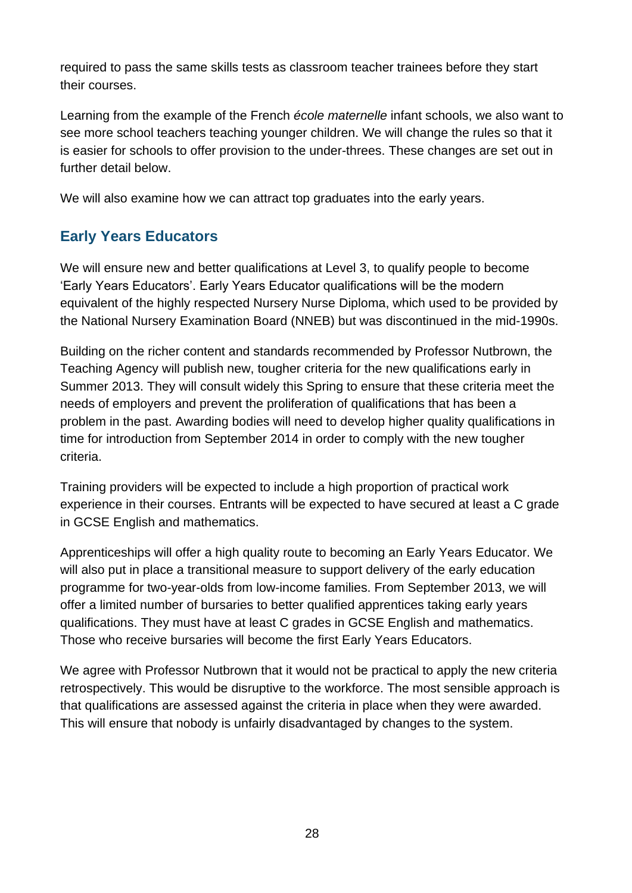required to pass the same skills tests as classroom teacher trainees before they start their courses.

Learning from the example of the French *école maternelle* infant schools, we also want to see more school teachers teaching younger children. We will change the rules so that it is easier for schools to offer provision to the under-threes. These changes are set out in further detail below.

We will also examine how we can attract top graduates into the early years.

## Early Years Educators

We will ensure new and better qualifications at Level 3, to qualify people to become 'Early Years Educators'. Early Years Educator qualifications will be the modern equivalent of the highly respected Nursery Nurse Diploma, which used to be provided by the National Nursery Examination Board (NNEB) but was discontinued in the mid-1990s.

Building on the richer content and standards recommended by Professor Nutbrown, the Teaching Agency will publish new, tougher criteria for the new qualifications early in Summer 2013. They will consult widely this Spring to ensure that these criteria meet the needs of employers and prevent the proliferation of qualifications that has been a problem in the past. Awarding bodies will need to develop higher quality qualifications in time for introduction from September 2014 in order to comply with the new tougher criteria.

Training providers will be expected to include a high proportion of practical work experience in their courses. Entrants will be expected to have secured at least a C grade in GCSE English and mathematics.

Apprenticeships will offer a high quality route to becoming an Early Years Educator. We will also put in place a transitional measure to support delivery of the early education programme for two-year-olds from low-income families. From September 2013, we will offer a limited number of bursaries to better qualified apprentices taking early years qualifications. They must have at least C grades in GCSE English and mathematics. Those who receive bursaries will become the first Early Years Educators.

We agree with Professor Nutbrown that it would not be practical to apply the new criteria retrospectively. This would be disruptive to the workforce. The most sensible approach is that qualifications are assessed against the criteria in place when they were awarded. This will ensure that nobody is unfairly disadvantaged by changes to the system.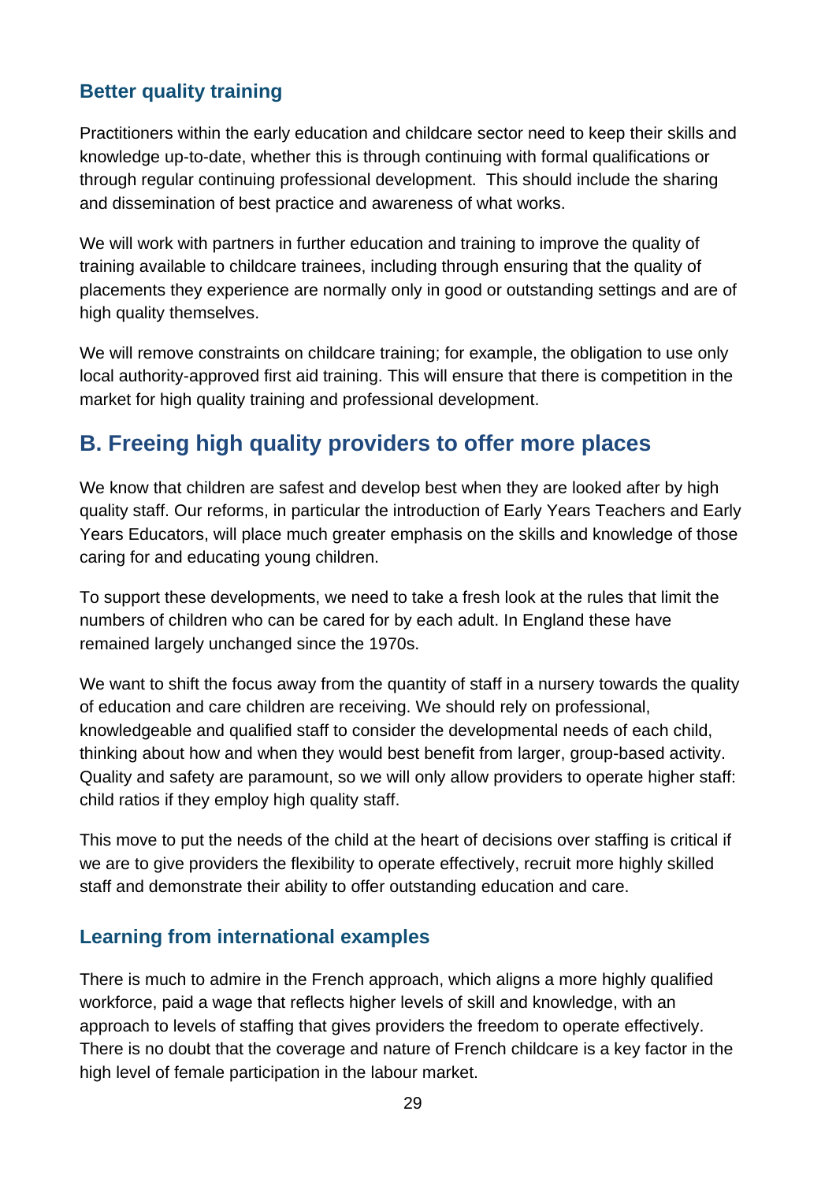### Better quality training

Practitioners within the early education and childcare sector need to keep their skills and knowledge up-to-date, whether this is through continuing with formal qualifications or through regular continuing professional development.  This should include the sharing and dissemination of best practice and awareness of what works.

We will work with partners in further education and training to improve the quality of training available to childcare trainees, including through ensuring that the quality of placements they experience are normally only in good or outstanding settings and are of high quality themselves.

We will remove constraints on childcare training; for example, the obligation to use only local authority-approved first aid training. This will ensure that there is competition in the market for high quality training and professional development.

## B. Freeing high quality providers to offer more places

We know that children are safest and develop best when they are looked after by high quality staff. Our reforms, in particular the introduction of Early Years Teachers and Early Years Educators, will place much greater emphasis on the skills and knowledge of those caring for and educating young children.

To support these developments, we need to take a fresh look at the rules that limit the numbers of children who can be cared for by each adult. In England these have remained largely unchanged since the 1970s.

We want to shift the focus away from the quantity of staff in a nursery towards the quality of education and care children are receiving. We should rely on professional, knowledgeable and qualified staff to consider the developmental needs of each child, thinking about how and when they would best benefit from larger, group-based activity. Quality and safety are paramount, so we will only allow providers to operate higher staff: child ratios if they employ high quality staff.

This move to put the needs of the child at the heart of decisions over staffing is critical if we are to give providers the flexibility to operate effectively, recruit more highly skilled staff and demonstrate their ability to offer outstanding education and care.

### Learning from international examples

There is much to admire in the French approach, which aligns a more highly qualified workforce, paid a wage that reflects higher levels of skill and knowledge, with an approach to levels of staffing that gives providers the freedom to operate effectively. There is no doubt that the coverage and nature of French childcare is a key factor in the high level of female participation in the labour market.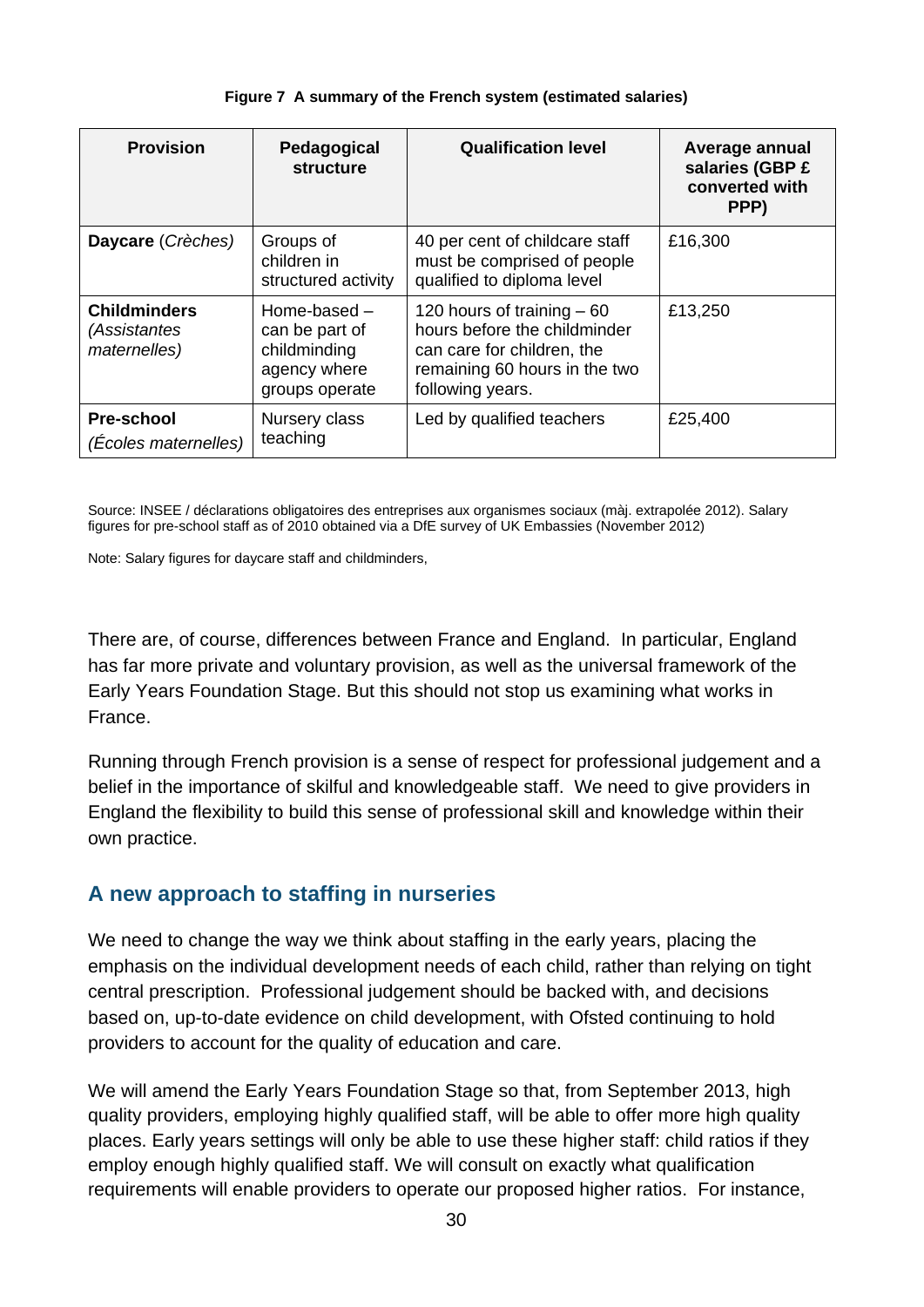**Figure 7  A summary of the French system (estimated salaries)**

| Provision | Pedagogical structure | Qualification level | Average annual salaries (GBP £ converted with PPP) |
|---|---|---|---|
| **Daycare** (*Crèches*) | Groups of children in structured activity | 40 per cent of childcare staff must be comprised of people qualified to diploma level | £16,300 |
| **Childminders** (*Assistantes maternelles*) | Home-based – can be part of childminding agency where groups operate | 120 hours of training – 60 hours before the childminder can care for children, the remaining 60 hours in the two following years. | £13,250 |
| **Pre-school** (*Écoles maternelles*) | Nursery class teaching | Led by qualified teachers | £25,400 |

Source: INSEE / déclarations obligatoires des entreprises aux organismes sociaux (màj. extrapolée 2012). Salary figures for pre-school staff as of 2010 obtained via a DfE survey of UK Embassies (November 2012)

Note: Salary figures for daycare staff and childminders,

There are, of course, differences between France and England. In particular, England has far more private and voluntary provision, as well as the universal framework of the Early Years Foundation Stage. But this should not stop us examining what works in France.

Running through French provision is a sense of respect for professional judgement and a belief in the importance of skilful and knowledgeable staff. We need to give providers in England the flexibility to build this sense of professional skill and knowledge within their own practice.

## A new approach to staffing in nurseries

We need to change the way we think about staffing in the early years, placing the emphasis on the individual development needs of each child, rather than relying on tight central prescription. Professional judgement should be backed with, and decisions based on, up-to-date evidence on child development, with Ofsted continuing to hold providers to account for the quality of education and care.

We will amend the Early Years Foundation Stage so that, from September 2013, high quality providers, employing highly qualified staff, will be able to offer more high quality places. Early years settings will only be able to use these higher staff: child ratios if they employ enough highly qualified staff. We will consult on exactly what qualification requirements will enable providers to operate our proposed higher ratios. For instance,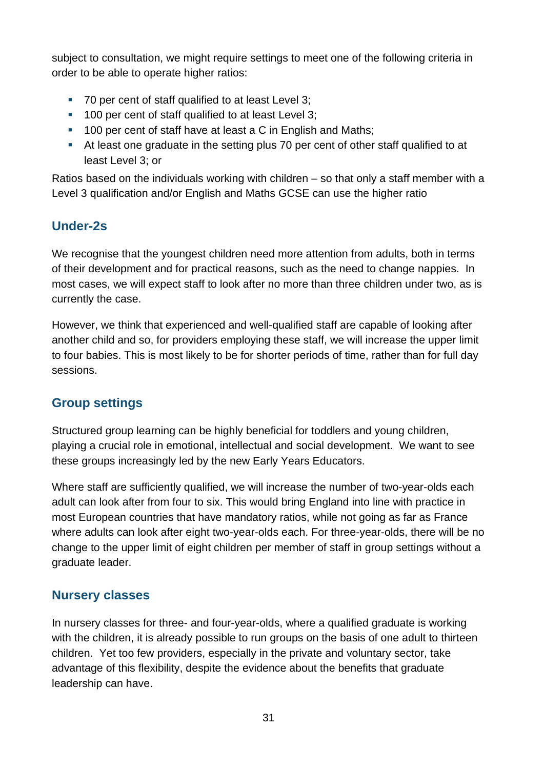subject to consultation, we might require settings to meet one of the following criteria in order to be able to operate higher ratios:

- 70 per cent of staff qualified to at least Level 3;
- 100 per cent of staff qualified to at least Level 3;
- 100 per cent of staff have at least a C in English and Maths;
- At least one graduate in the setting plus 70 per cent of other staff qualified to at least Level 3; or

Ratios based on the individuals working with children – so that only a staff member with a Level 3 qualification and/or English and Maths GCSE can use the higher ratio

## Under-2s

We recognise that the youngest children need more attention from adults, both in terms of their development and for practical reasons, such as the need to change nappies. In most cases, we will expect staff to look after no more than three children under two, as is currently the case.

However, we think that experienced and well-qualified staff are capable of looking after another child and so, for providers employing these staff, we will increase the upper limit to four babies. This is most likely to be for shorter periods of time, rather than for full day sessions.

## Group settings

Structured group learning can be highly beneficial for toddlers and young children, playing a crucial role in emotional, intellectual and social development. We want to see these groups increasingly led by the new Early Years Educators.

Where staff are sufficiently qualified, we will increase the number of two-year-olds each adult can look after from four to six. This would bring England into line with practice in most European countries that have mandatory ratios, while not going as far as France where adults can look after eight two-year-olds each. For three-year-olds, there will be no change to the upper limit of eight children per member of staff in group settings without a graduate leader.

## Nursery classes

In nursery classes for three- and four-year-olds, where a qualified graduate is working with the children, it is already possible to run groups on the basis of one adult to thirteen children. Yet too few providers, especially in the private and voluntary sector, take advantage of this flexibility, despite the evidence about the benefits that graduate leadership can have.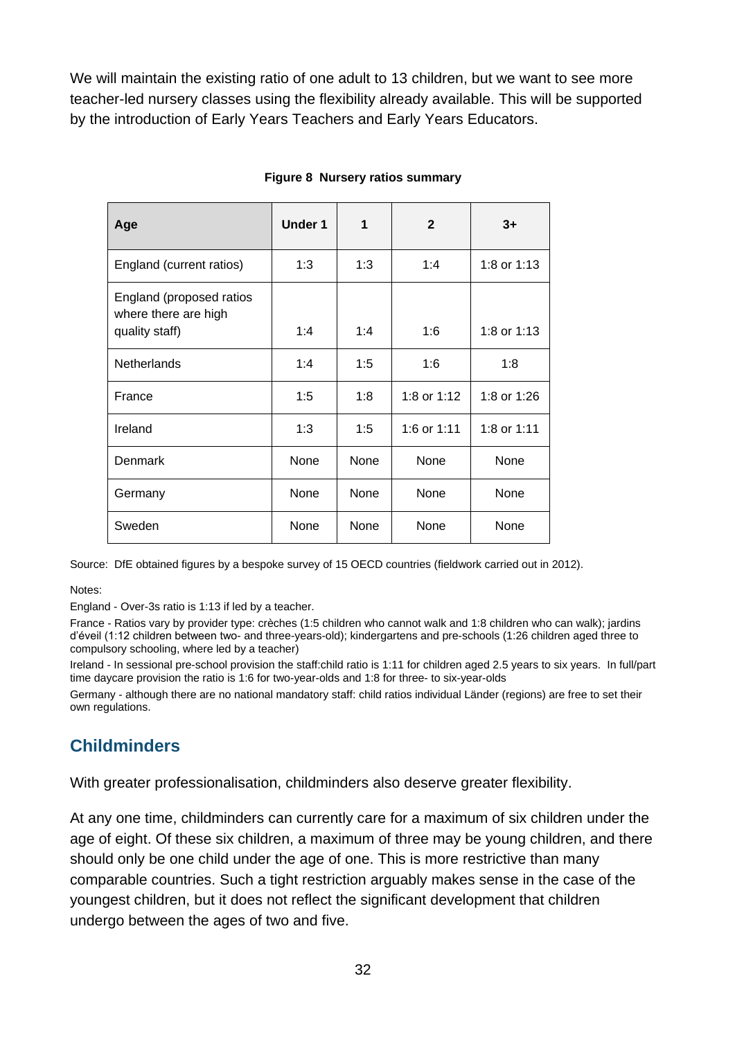We will maintain the existing ratio of one adult to 13 children, but we want to see more teacher-led nursery classes using the flexibility already available. This will be supported by the introduction of Early Years Teachers and Early Years Educators.

**Figure 8 Nursery ratios summary**

| Age | Under 1 | 1 | 2 | 3+ |
|---|---|---|---|---|
| England (current ratios) | 1:3 | 1:3 | 1:4 | 1:8 or 1:13 |
| England (proposed ratios where there are high quality staff) | 1:4 | 1:4 | 1:6 | 1:8 or 1:13 |
| Netherlands | 1:4 | 1:5 | 1:6 | 1:8 |
| France | 1:5 | 1:8 | 1:8 or 1:12 | 1:8 or 1:26 |
| Ireland | 1:3 | 1:5 | 1:6 or 1:11 | 1:8 or 1:11 |
| Denmark | None | None | None | None |
| Germany | None | None | None | None |
| Sweden | None | None | None | None |

Source: DfE obtained figures by a bespoke survey of 15 OECD countries (fieldwork carried out in 2012).

Notes:

England - Over-3s ratio is 1:13 if led by a teacher.

France - Ratios vary by provider type: crèches (1:5 children who cannot walk and 1:8 children who can walk); jardins d'éveil (1:12 children between two- and three-years-old); kindergartens and pre-schools (1:26 children aged three to compulsory schooling, where led by a teacher)

Ireland - In sessional pre-school provision the staff:child ratio is 1:11 for children aged 2.5 years to six years. In full/part time daycare provision the ratio is 1:6 for two-year-olds and 1:8 for three- to six-year-olds

Germany - although there are no national mandatory staff: child ratios individual Länder (regions) are free to set their own regulations.

## Childminders

With greater professionalisation, childminders also deserve greater flexibility.

At any one time, childminders can currently care for a maximum of six children under the age of eight. Of these six children, a maximum of three may be young children, and there should only be one child under the age of one. This is more restrictive than many comparable countries. Such a tight restriction arguably makes sense in the case of the youngest children, but it does not reflect the significant development that children undergo between the ages of two and five.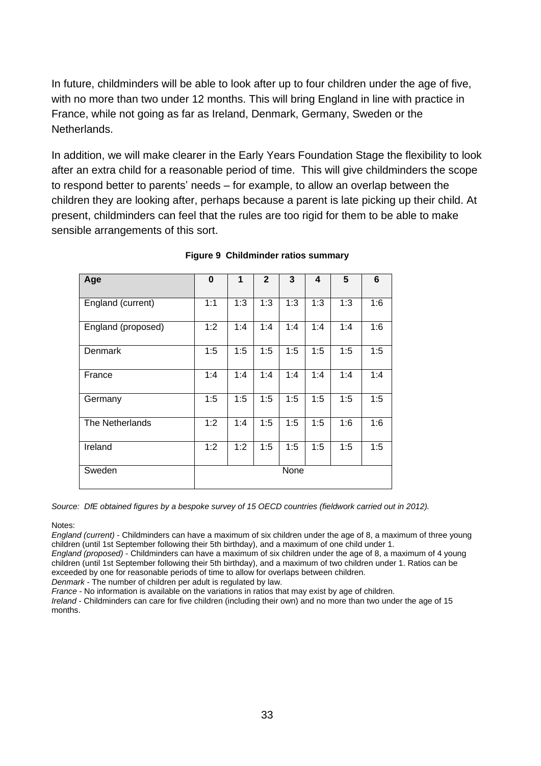In future, childminders will be able to look after up to four children under the age of five, with no more than two under 12 months. This will bring England in line with practice in France, while not going as far as Ireland, Denmark, Germany, Sweden or the Netherlands.

In addition, we will make clearer in the Early Years Foundation Stage the flexibility to look after an extra child for a reasonable period of time. This will give childminders the scope to respond better to parents' needs – for example, to allow an overlap between the children they are looking after, perhaps because a parent is late picking up their child. At present, childminders can feel that the rules are too rigid for them to be able to make sensible arrangements of this sort.

**Figure 9 Childminder ratios summary**

| Age | 0 | 1 | 2 | 3 | 4 | 5 | 6 |
|---|---|---|---|---|---|---|---|
| England (current) | 1:1 | 1:3 | 1:3 | 1:3 | 1:3 | 1:3 | 1:6 |
| England (proposed) | 1:2 | 1:4 | 1:4 | 1:4 | 1:4 | 1:4 | 1:6 |
| Denmark | 1:5 | 1:5 | 1:5 | 1:5 | 1:5 | 1:5 | 1:5 |
| France | 1:4 | 1:4 | 1:4 | 1:4 | 1:4 | 1:4 | 1:4 |
| Germany | 1:5 | 1:5 | 1:5 | 1:5 | 1:5 | 1:5 | 1:5 |
| The Netherlands | 1:2 | 1:4 | 1:5 | 1:5 | 1:5 | 1:6 | 1:6 |
| Ireland | 1:2 | 1:2 | 1:5 | 1:5 | 1:5 | 1:5 | 1:5 |
| Sweden | None | | | | | | |

*Source: DfE obtained figures by a bespoke survey of 15 OECD countries (fieldwork carried out in 2012).*

Notes:

*England (current)* - Childminders can have a maximum of six children under the age of 8, a maximum of three young children (until 1st September following their 5th birthday), and a maximum of one child under 1.

*England (proposed)* - Childminders can have a maximum of six children under the age of 8, a maximum of 4 young children (until 1st September following their 5th birthday), and a maximum of two children under 1. Ratios can be exceeded by one for reasonable periods of time to allow for overlaps between children.

*Denmark* - The number of children per adult is regulated by law.

*France* - No information is available on the variations in ratios that may exist by age of children.

*Ireland* - Childminders can care for five children (including their own) and no more than two under the age of 15 months.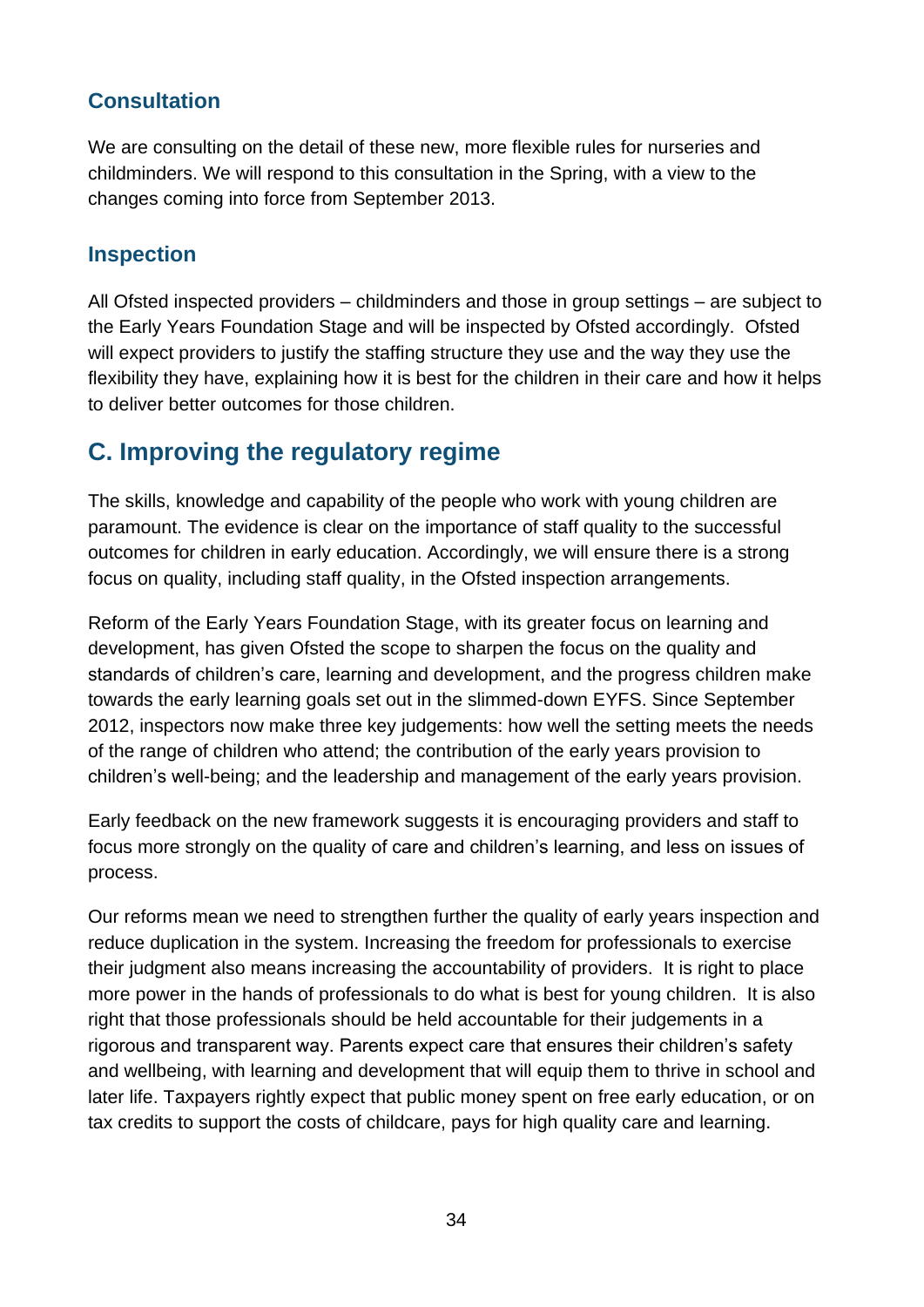### Consultation

We are consulting on the detail of these new, more flexible rules for nurseries and childminders. We will respond to this consultation in the Spring, with a view to the changes coming into force from September 2013.

### Inspection

All Ofsted inspected providers – childminders and those in group settings – are subject to the Early Years Foundation Stage and will be inspected by Ofsted accordingly. Ofsted will expect providers to justify the staffing structure they use and the way they use the flexibility they have, explaining how it is best for the children in their care and how it helps to deliver better outcomes for those children.

## C. Improving the regulatory regime

The skills, knowledge and capability of the people who work with young children are paramount. The evidence is clear on the importance of staff quality to the successful outcomes for children in early education. Accordingly, we will ensure there is a strong focus on quality, including staff quality, in the Ofsted inspection arrangements.

Reform of the Early Years Foundation Stage, with its greater focus on learning and development, has given Ofsted the scope to sharpen the focus on the quality and standards of children's care, learning and development, and the progress children make towards the early learning goals set out in the slimmed-down EYFS. Since September 2012, inspectors now make three key judgements: how well the setting meets the needs of the range of children who attend; the contribution of the early years provision to children's well-being; and the leadership and management of the early years provision.

Early feedback on the new framework suggests it is encouraging providers and staff to focus more strongly on the quality of care and children's learning, and less on issues of process.

Our reforms mean we need to strengthen further the quality of early years inspection and reduce duplication in the system. Increasing the freedom for professionals to exercise their judgment also means increasing the accountability of providers. It is right to place more power in the hands of professionals to do what is best for young children. It is also right that those professionals should be held accountable for their judgements in a rigorous and transparent way. Parents expect care that ensures their children's safety and wellbeing, with learning and development that will equip them to thrive in school and later life. Taxpayers rightly expect that public money spent on free early education, or on tax credits to support the costs of childcare, pays for high quality care and learning.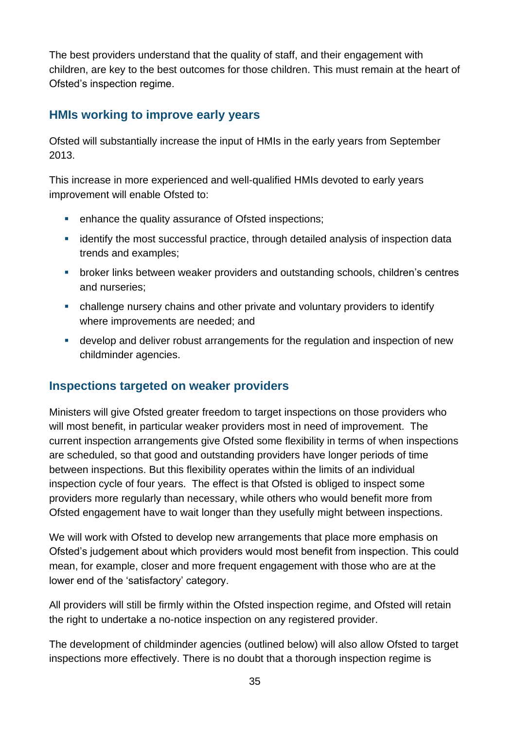The best providers understand that the quality of staff, and their engagement with children, are key to the best outcomes for those children. This must remain at the heart of Ofsted's inspection regime.

## HMIs working to improve early years

Ofsted will substantially increase the input of HMIs in the early years from September 2013.

This increase in more experienced and well-qualified HMIs devoted to early years improvement will enable Ofsted to:

- enhance the quality assurance of Ofsted inspections;
- identify the most successful practice, through detailed analysis of inspection data trends and examples;
- broker links between weaker providers and outstanding schools, children's centres and nurseries;
- challenge nursery chains and other private and voluntary providers to identify where improvements are needed; and
- develop and deliver robust arrangements for the regulation and inspection of new childminder agencies.

## Inspections targeted on weaker providers

Ministers will give Ofsted greater freedom to target inspections on those providers who will most benefit, in particular weaker providers most in need of improvement. The current inspection arrangements give Ofsted some flexibility in terms of when inspections are scheduled, so that good and outstanding providers have longer periods of time between inspections. But this flexibility operates within the limits of an individual inspection cycle of four years. The effect is that Ofsted is obliged to inspect some providers more regularly than necessary, while others who would benefit more from Ofsted engagement have to wait longer than they usefully might between inspections.

We will work with Ofsted to develop new arrangements that place more emphasis on Ofsted's judgement about which providers would most benefit from inspection. This could mean, for example, closer and more frequent engagement with those who are at the lower end of the 'satisfactory' category.

All providers will still be firmly within the Ofsted inspection regime, and Ofsted will retain the right to undertake a no-notice inspection on any registered provider.

The development of childminder agencies (outlined below) will also allow Ofsted to target inspections more effectively. There is no doubt that a thorough inspection regime is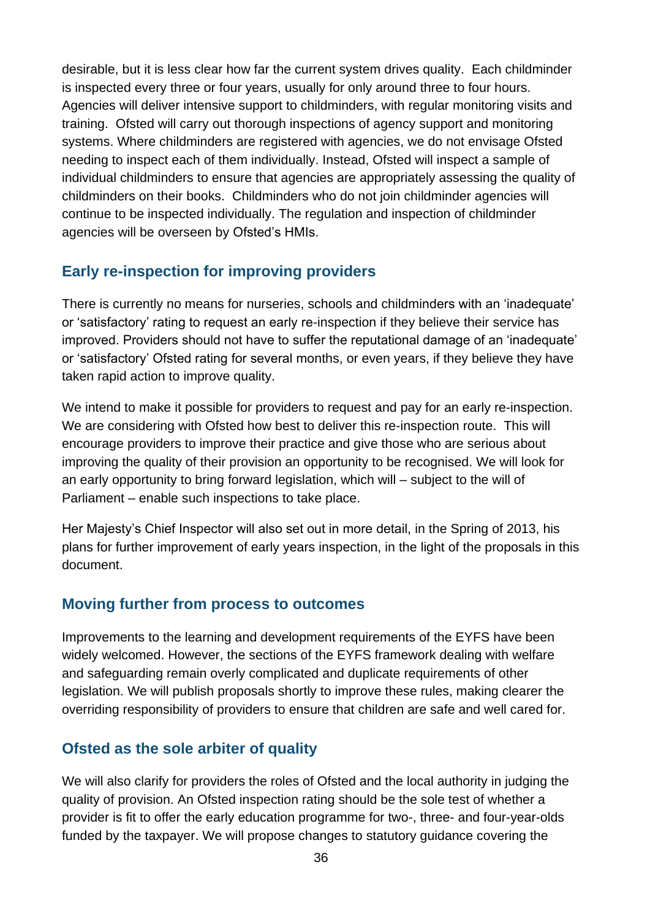desirable, but it is less clear how far the current system drives quality. Each childminder is inspected every three or four years, usually for only around three to four hours. Agencies will deliver intensive support to childminders, with regular monitoring visits and training. Ofsted will carry out thorough inspections of agency support and monitoring systems. Where childminders are registered with agencies, we do not envisage Ofsted needing to inspect each of them individually. Instead, Ofsted will inspect a sample of individual childminders to ensure that agencies are appropriately assessing the quality of childminders on their books. Childminders who do not join childminder agencies will continue to be inspected individually. The regulation and inspection of childminder agencies will be overseen by Ofsted's HMIs.

## Early re-inspection for improving providers

There is currently no means for nurseries, schools and childminders with an 'inadequate' or 'satisfactory' rating to request an early re-inspection if they believe their service has improved. Providers should not have to suffer the reputational damage of an 'inadequate' or 'satisfactory' Ofsted rating for several months, or even years, if they believe they have taken rapid action to improve quality.

We intend to make it possible for providers to request and pay for an early re-inspection. We are considering with Ofsted how best to deliver this re-inspection route. This will encourage providers to improve their practice and give those who are serious about improving the quality of their provision an opportunity to be recognised. We will look for an early opportunity to bring forward legislation, which will – subject to the will of Parliament – enable such inspections to take place.

Her Majesty's Chief Inspector will also set out in more detail, in the Spring of 2013, his plans for further improvement of early years inspection, in the light of the proposals in this document.

## Moving further from process to outcomes

Improvements to the learning and development requirements of the EYFS have been widely welcomed. However, the sections of the EYFS framework dealing with welfare and safeguarding remain overly complicated and duplicate requirements of other legislation. We will publish proposals shortly to improve these rules, making clearer the overriding responsibility of providers to ensure that children are safe and well cared for.

## Ofsted as the sole arbiter of quality

We will also clarify for providers the roles of Ofsted and the local authority in judging the quality of provision. An Ofsted inspection rating should be the sole test of whether a provider is fit to offer the early education programme for two-, three- and four-year-olds funded by the taxpayer. We will propose changes to statutory guidance covering the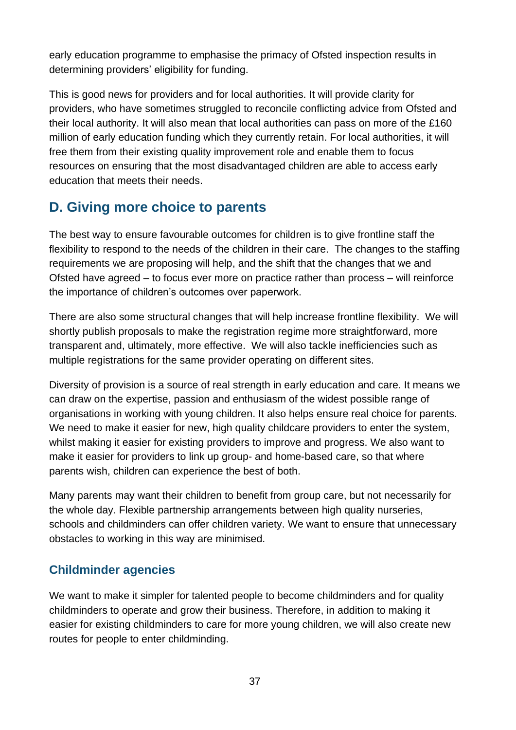early education programme to emphasise the primacy of Ofsted inspection results in determining providers' eligibility for funding.

This is good news for providers and for local authorities. It will provide clarity for providers, who have sometimes struggled to reconcile conflicting advice from Ofsted and their local authority. It will also mean that local authorities can pass on more of the £160 million of early education funding which they currently retain. For local authorities, it will free them from their existing quality improvement role and enable them to focus resources on ensuring that the most disadvantaged children are able to access early education that meets their needs.

## D. Giving more choice to parents

The best way to ensure favourable outcomes for children is to give frontline staff the flexibility to respond to the needs of the children in their care. The changes to the staffing requirements we are proposing will help, and the shift that the changes that we and Ofsted have agreed – to focus ever more on practice rather than process – will reinforce the importance of children's outcomes over paperwork.

There are also some structural changes that will help increase frontline flexibility. We will shortly publish proposals to make the registration regime more straightforward, more transparent and, ultimately, more effective. We will also tackle inefficiencies such as multiple registrations for the same provider operating on different sites.

Diversity of provision is a source of real strength in early education and care. It means we can draw on the expertise, passion and enthusiasm of the widest possible range of organisations in working with young children. It also helps ensure real choice for parents. We need to make it easier for new, high quality childcare providers to enter the system, whilst making it easier for existing providers to improve and progress. We also want to make it easier for providers to link up group- and home-based care, so that where parents wish, children can experience the best of both.

Many parents may want their children to benefit from group care, but not necessarily for the whole day. Flexible partnership arrangements between high quality nurseries, schools and childminders can offer children variety. We want to ensure that unnecessary obstacles to working in this way are minimised.

### Childminder agencies

We want to make it simpler for talented people to become childminders and for quality childminders to operate and grow their business. Therefore, in addition to making it easier for existing childminders to care for more young children, we will also create new routes for people to enter childminding.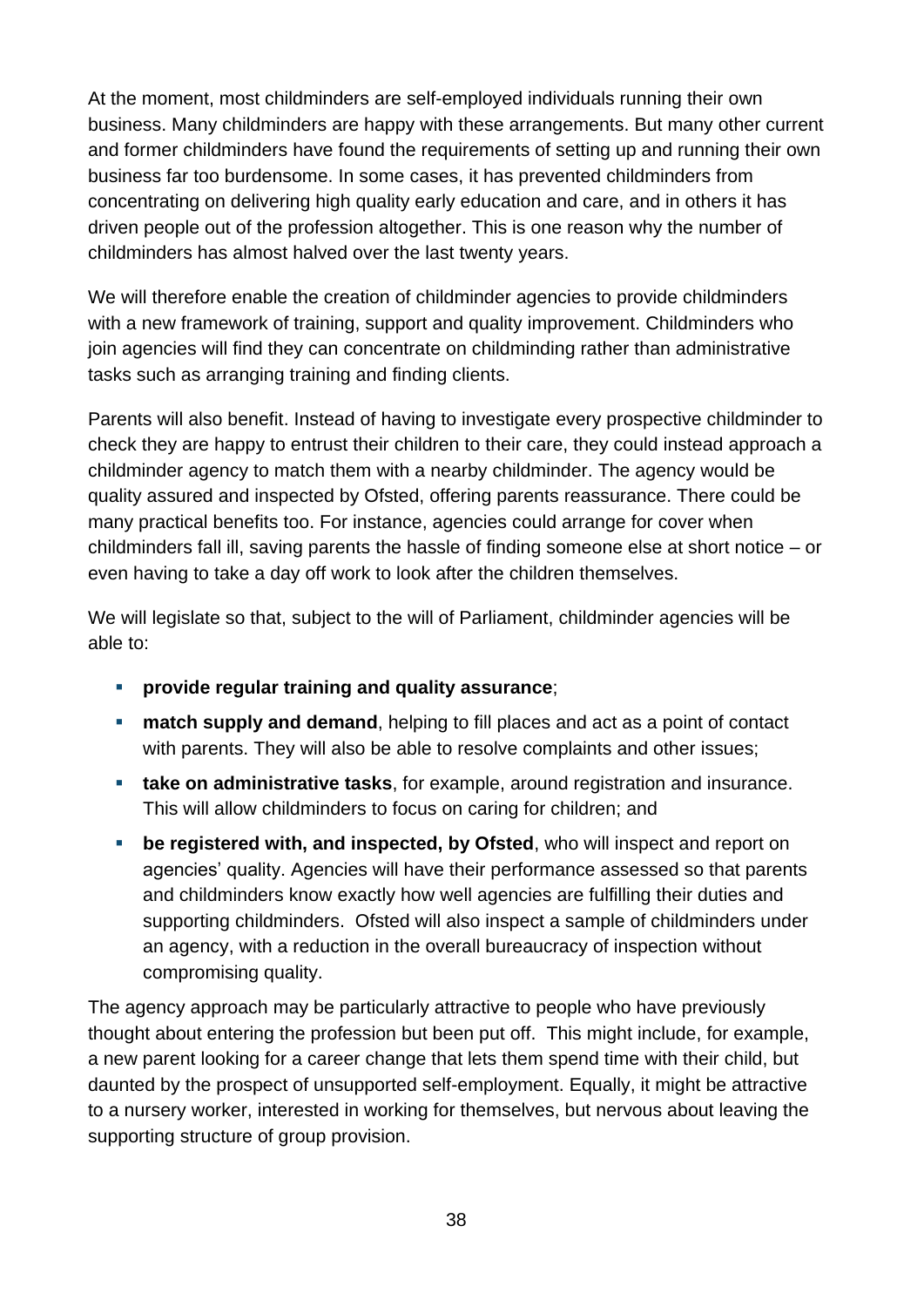At the moment, most childminders are self-employed individuals running their own business. Many childminders are happy with these arrangements. But many other current and former childminders have found the requirements of setting up and running their own business far too burdensome. In some cases, it has prevented childminders from concentrating on delivering high quality early education and care, and in others it has driven people out of the profession altogether. This is one reason why the number of childminders has almost halved over the last twenty years.

We will therefore enable the creation of childminder agencies to provide childminders with a new framework of training, support and quality improvement. Childminders who join agencies will find they can concentrate on childminding rather than administrative tasks such as arranging training and finding clients.

Parents will also benefit. Instead of having to investigate every prospective childminder to check they are happy to entrust their children to their care, they could instead approach a childminder agency to match them with a nearby childminder. The agency would be quality assured and inspected by Ofsted, offering parents reassurance. There could be many practical benefits too. For instance, agencies could arrange for cover when childminders fall ill, saving parents the hassle of finding someone else at short notice – or even having to take a day off work to look after the children themselves.

We will legislate so that, subject to the will of Parliament, childminder agencies will be able to:

- **provide regular training and quality assurance**;
- **match supply and demand**, helping to fill places and act as a point of contact with parents. They will also be able to resolve complaints and other issues;
- **take on administrative tasks**, for example, around registration and insurance. This will allow childminders to focus on caring for children; and
- **be registered with, and inspected, by Ofsted**, who will inspect and report on agencies' quality. Agencies will have their performance assessed so that parents and childminders know exactly how well agencies are fulfilling their duties and supporting childminders. Ofsted will also inspect a sample of childminders under an agency, with a reduction in the overall bureaucracy of inspection without compromising quality.

The agency approach may be particularly attractive to people who have previously thought about entering the profession but been put off. This might include, for example, a new parent looking for a career change that lets them spend time with their child, but daunted by the prospect of unsupported self-employment. Equally, it might be attractive to a nursery worker, interested in working for themselves, but nervous about leaving the supporting structure of group provision.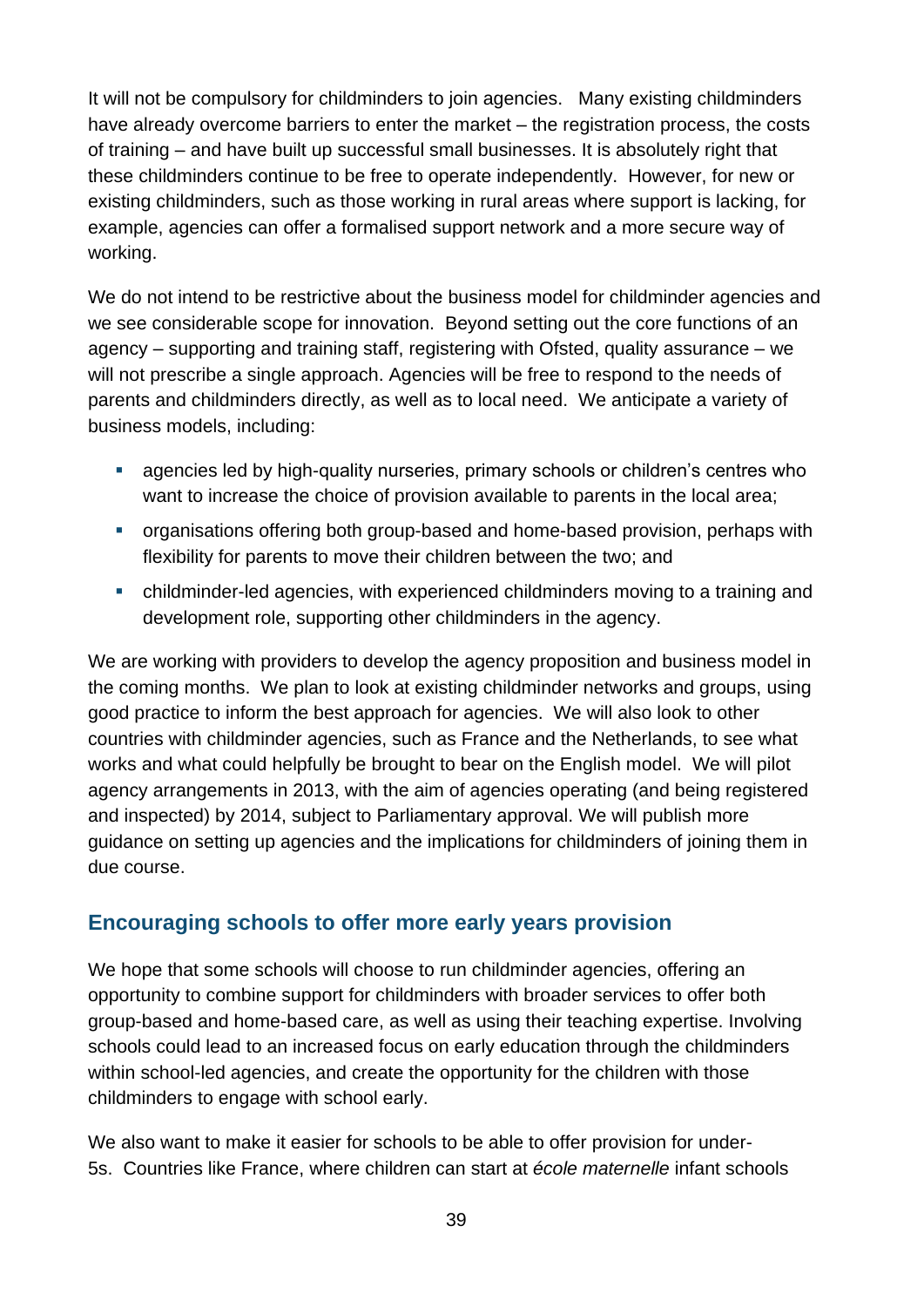It will not be compulsory for childminders to join agencies. Many existing childminders have already overcome barriers to enter the market – the registration process, the costs of training – and have built up successful small businesses. It is absolutely right that these childminders continue to be free to operate independently. However, for new or existing childminders, such as those working in rural areas where support is lacking, for example, agencies can offer a formalised support network and a more secure way of working.

We do not intend to be restrictive about the business model for childminder agencies and we see considerable scope for innovation. Beyond setting out the core functions of an agency – supporting and training staff, registering with Ofsted, quality assurance – we will not prescribe a single approach. Agencies will be free to respond to the needs of parents and childminders directly, as well as to local need. We anticipate a variety of business models, including:

- agencies led by high-quality nurseries, primary schools or children's centres who want to increase the choice of provision available to parents in the local area;
- organisations offering both group-based and home-based provision, perhaps with flexibility for parents to move their children between the two; and
- childminder-led agencies, with experienced childminders moving to a training and development role, supporting other childminders in the agency.

We are working with providers to develop the agency proposition and business model in the coming months. We plan to look at existing childminder networks and groups, using good practice to inform the best approach for agencies. We will also look to other countries with childminder agencies, such as France and the Netherlands, to see what works and what could helpfully be brought to bear on the English model. We will pilot agency arrangements in 2013, with the aim of agencies operating (and being registered and inspected) by 2014, subject to Parliamentary approval. We will publish more guidance on setting up agencies and the implications for childminders of joining them in due course.

## Encouraging schools to offer more early years provision

We hope that some schools will choose to run childminder agencies, offering an opportunity to combine support for childminders with broader services to offer both group-based and home-based care, as well as using their teaching expertise. Involving schools could lead to an increased focus on early education through the childminders within school-led agencies, and create the opportunity for the children with those childminders to engage with school early.

We also want to make it easier for schools to be able to offer provision for under-5s. Countries like France, where children can start at *école maternelle* infant schools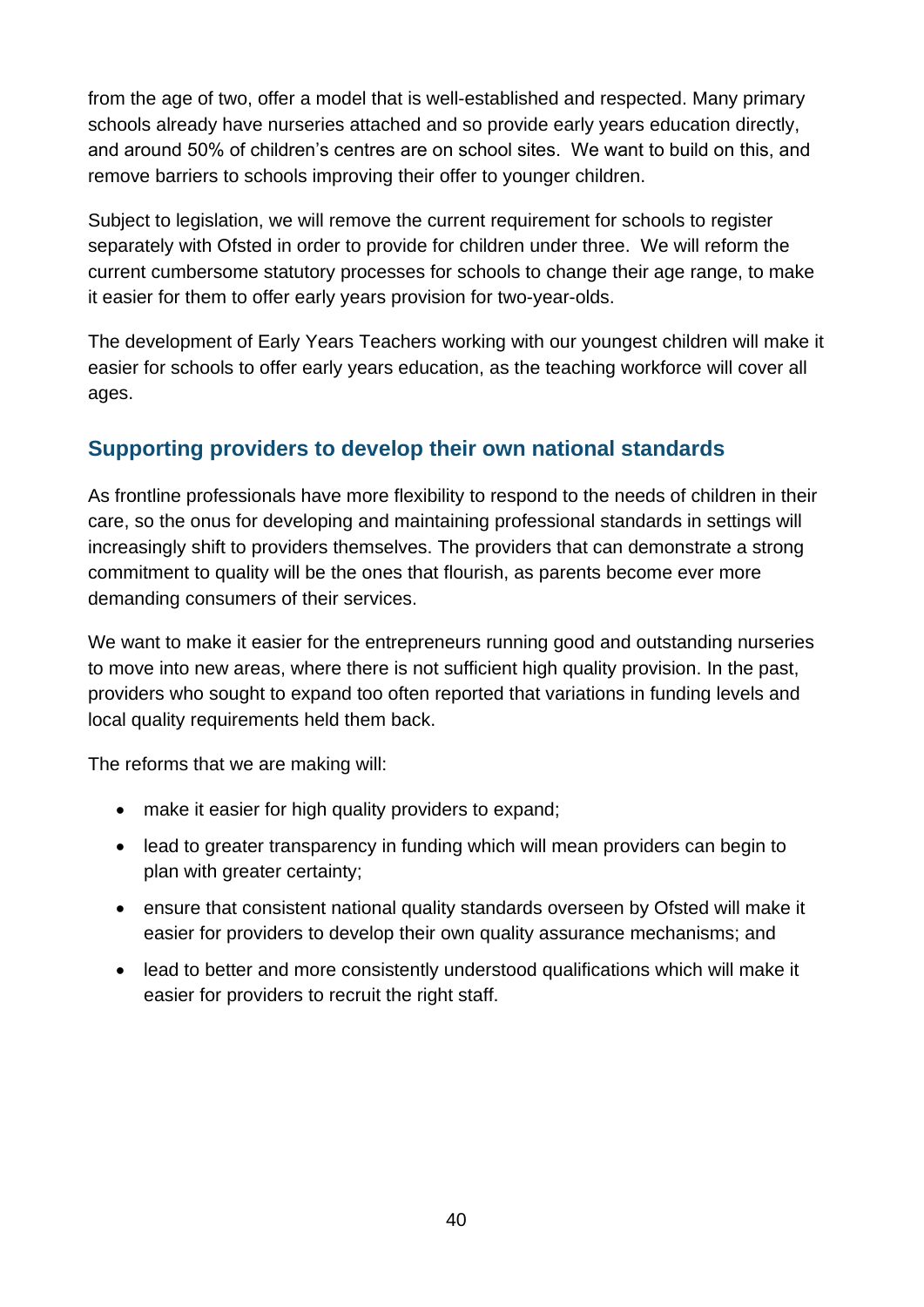from the age of two, offer a model that is well-established and respected. Many primary schools already have nurseries attached and so provide early years education directly, and around 50% of children's centres are on school sites. We want to build on this, and remove barriers to schools improving their offer to younger children.

Subject to legislation, we will remove the current requirement for schools to register separately with Ofsted in order to provide for children under three. We will reform the current cumbersome statutory processes for schools to change their age range, to make it easier for them to offer early years provision for two-year-olds.

The development of Early Years Teachers working with our youngest children will make it easier for schools to offer early years education, as the teaching workforce will cover all ages.

## Supporting providers to develop their own national standards

As frontline professionals have more flexibility to respond to the needs of children in their care, so the onus for developing and maintaining professional standards in settings will increasingly shift to providers themselves. The providers that can demonstrate a strong commitment to quality will be the ones that flourish, as parents become ever more demanding consumers of their services.

We want to make it easier for the entrepreneurs running good and outstanding nurseries to move into new areas, where there is not sufficient high quality provision. In the past, providers who sought to expand too often reported that variations in funding levels and local quality requirements held them back.

The reforms that we are making will:

- make it easier for high quality providers to expand;
- lead to greater transparency in funding which will mean providers can begin to plan with greater certainty;
- ensure that consistent national quality standards overseen by Ofsted will make it easier for providers to develop their own quality assurance mechanisms; and
- lead to better and more consistently understood qualifications which will make it easier for providers to recruit the right staff.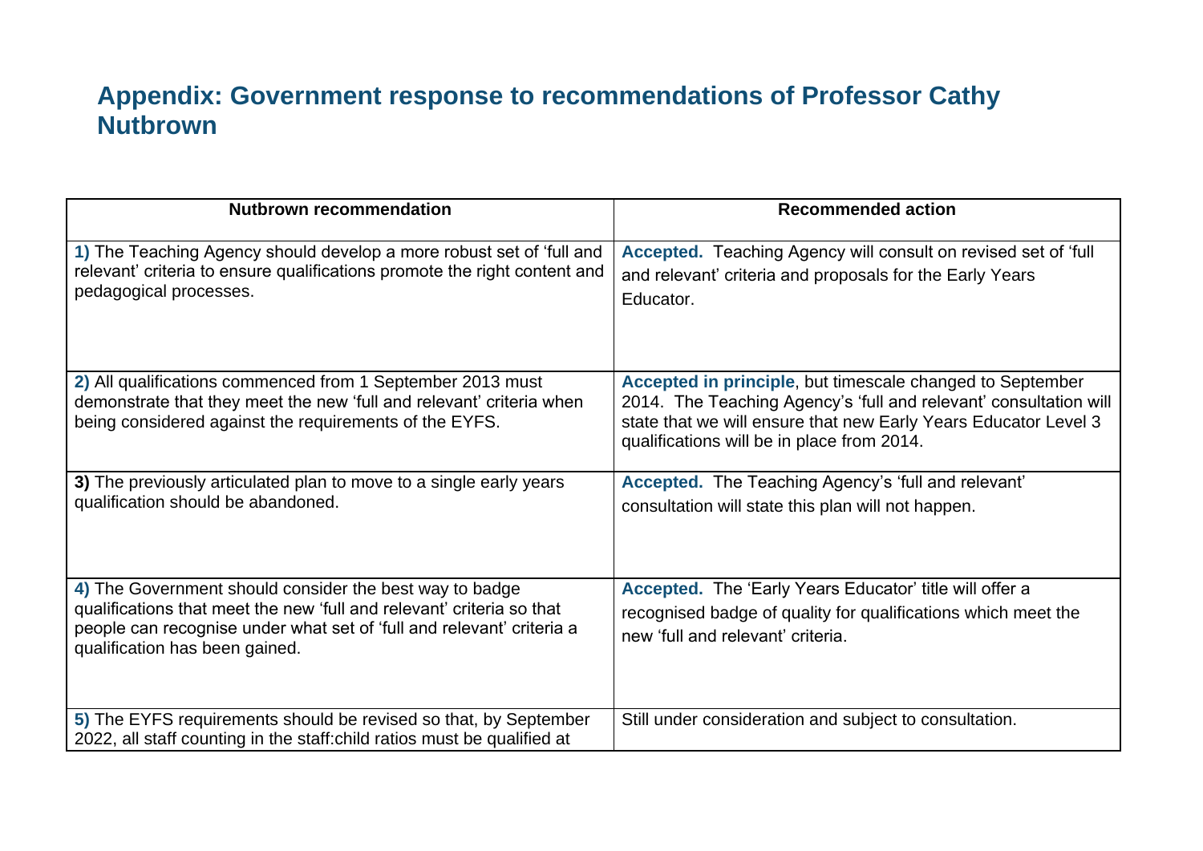## Appendix: Government response to recommendations of Professor Cathy Nutbrown

| Nutbrown recommendation | Recommended action |
|---|---|
| **1)** The Teaching Agency should develop a more robust set of 'full and relevant' criteria to ensure qualifications promote the right content and pedagogical processes. | **Accepted.** Teaching Agency will consult on revised set of 'full and relevant' criteria and proposals for the Early Years Educator. |
| **2)** All qualifications commenced from 1 September 2013 must demonstrate that they meet the new 'full and relevant' criteria when being considered against the requirements of the EYFS. | **Accepted in principle**, but timescale changed to September 2014. The Teaching Agency's 'full and relevant' consultation will state that we will ensure that new Early Years Educator Level 3 qualifications will be in place from 2014. |
| **3)** The previously articulated plan to move to a single early years qualification should be abandoned. | **Accepted.** The Teaching Agency's 'full and relevant' consultation will state this plan will not happen. |
| **4)** The Government should consider the best way to badge qualifications that meet the new 'full and relevant' criteria so that people can recognise under what set of 'full and relevant' criteria a qualification has been gained. | **Accepted.** The 'Early Years Educator' title will offer a recognised badge of quality for qualifications which meet the new 'full and relevant' criteria. |
| **5)** The EYFS requirements should be revised so that, by September 2022, all staff counting in the staff:child ratios must be qualified at | Still under consideration and subject to consultation. |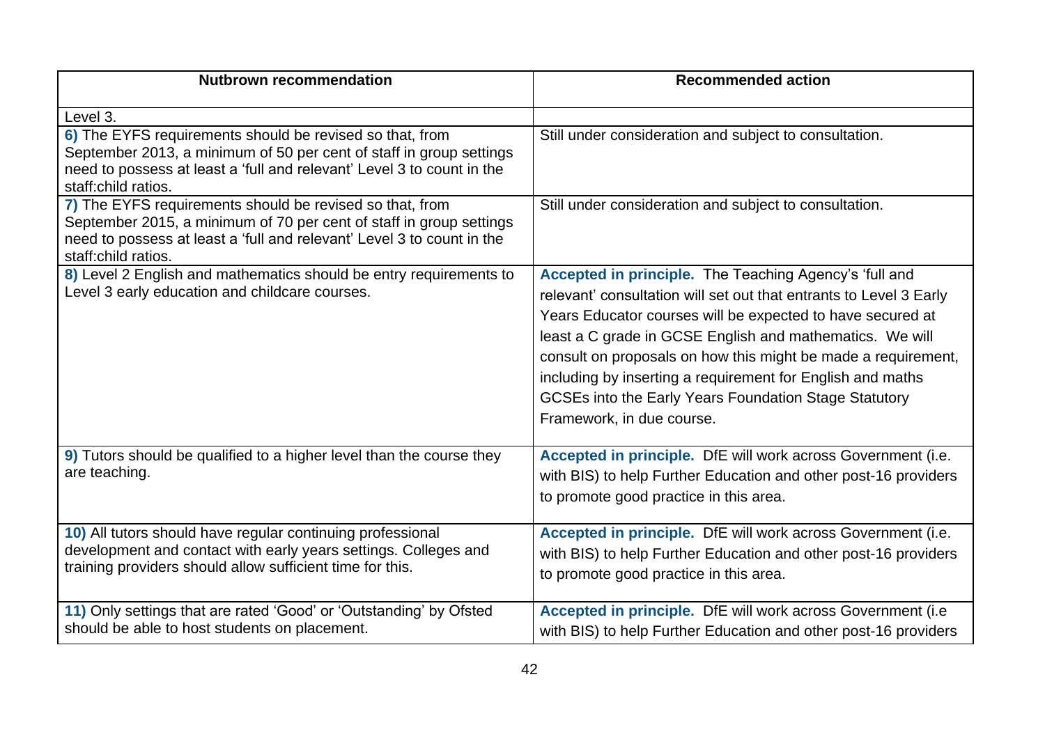| Nutbrown recommendation | Recommended action |
|---|---|
| Level 3. | |
| **6)** The EYFS requirements should be revised so that, from September 2013, a minimum of 50 per cent of staff in group settings need to possess at least a 'full and relevant' Level 3 to count in the staff:child ratios. | Still under consideration and subject to consultation. |
| **7)** The EYFS requirements should be revised so that, from September 2015, a minimum of 70 per cent of staff in group settings need to possess at least a 'full and relevant' Level 3 to count in the staff:child ratios. | Still under consideration and subject to consultation. |
| **8)** Level 2 English and mathematics should be entry requirements to Level 3 early education and childcare courses. | **Accepted in principle.** The Teaching Agency's 'full and relevant' consultation will set out that entrants to Level 3 Early Years Educator courses will be expected to have secured at least a C grade in GCSE English and mathematics. We will consult on proposals on how this might be made a requirement, including by inserting a requirement for English and maths GCSEs into the Early Years Foundation Stage Statutory Framework, in due course. |
| **9)** Tutors should be qualified to a higher level than the course they are teaching. | **Accepted in principle.** DfE will work across Government (i.e. with BIS) to help Further Education and other post-16 providers to promote good practice in this area. |
| **10)** All tutors should have regular continuing professional development and contact with early years settings. Colleges and training providers should allow sufficient time for this. | **Accepted in principle.** DfE will work across Government (i.e. with BIS) to help Further Education and other post-16 providers to promote good practice in this area. |
| **11)** Only settings that are rated 'Good' or 'Outstanding' by Ofsted should be able to host students on placement. | **Accepted in principle.** DfE will work across Government (i.e with BIS) to help Further Education and other post-16 providers |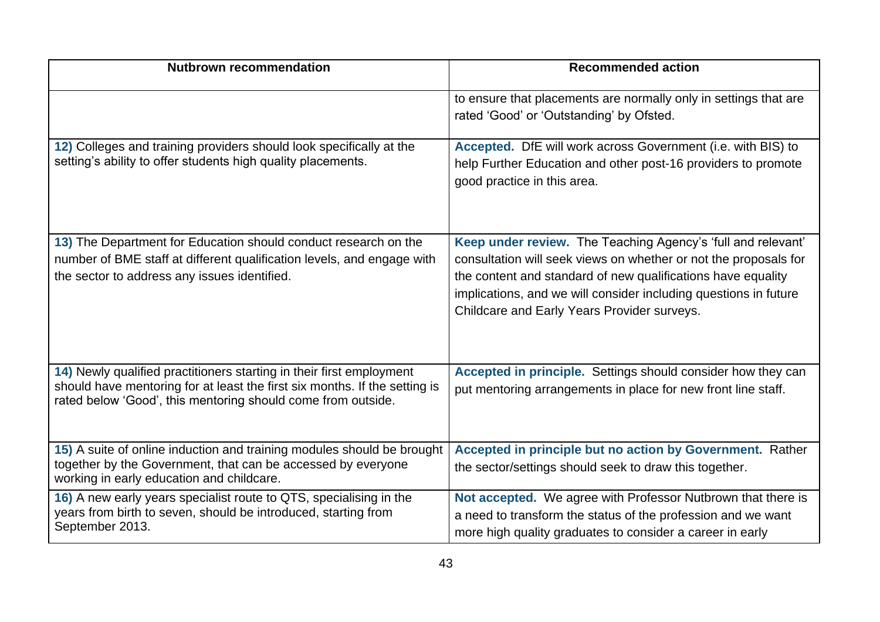| Nutbrown recommendation | Recommended action |
|---|---|
| | to ensure that placements are normally only in settings that are rated 'Good' or 'Outstanding' by Ofsted. |
| **12)** Colleges and training providers should look specifically at the setting's ability to offer students high quality placements. | **Accepted.** DfE will work across Government (i.e. with BIS) to help Further Education and other post-16 providers to promote good practice in this area. |
| **13)** The Department for Education should conduct research on the number of BME staff at different qualification levels, and engage with the sector to address any issues identified. | **Keep under review.** The Teaching Agency's 'full and relevant' consultation will seek views on whether or not the proposals for the content and standard of new qualifications have equality implications, and we will consider including questions in future Childcare and Early Years Provider surveys. |
| **14)** Newly qualified practitioners starting in their first employment should have mentoring for at least the first six months. If the setting is rated below 'Good', this mentoring should come from outside. | **Accepted in principle.** Settings should consider how they can put mentoring arrangements in place for new front line staff. |
| **15)** A suite of online induction and training modules should be brought together by the Government, that can be accessed by everyone working in early education and childcare. | **Accepted in principle but no action by Government.** Rather the sector/settings should seek to draw this together. |
| **16)** A new early years specialist route to QTS, specialising in the years from birth to seven, should be introduced, starting from September 2013. | **Not accepted.** We agree with Professor Nutbrown that there is a need to transform the status of the profession and we want more high quality graduates to consider a career in early |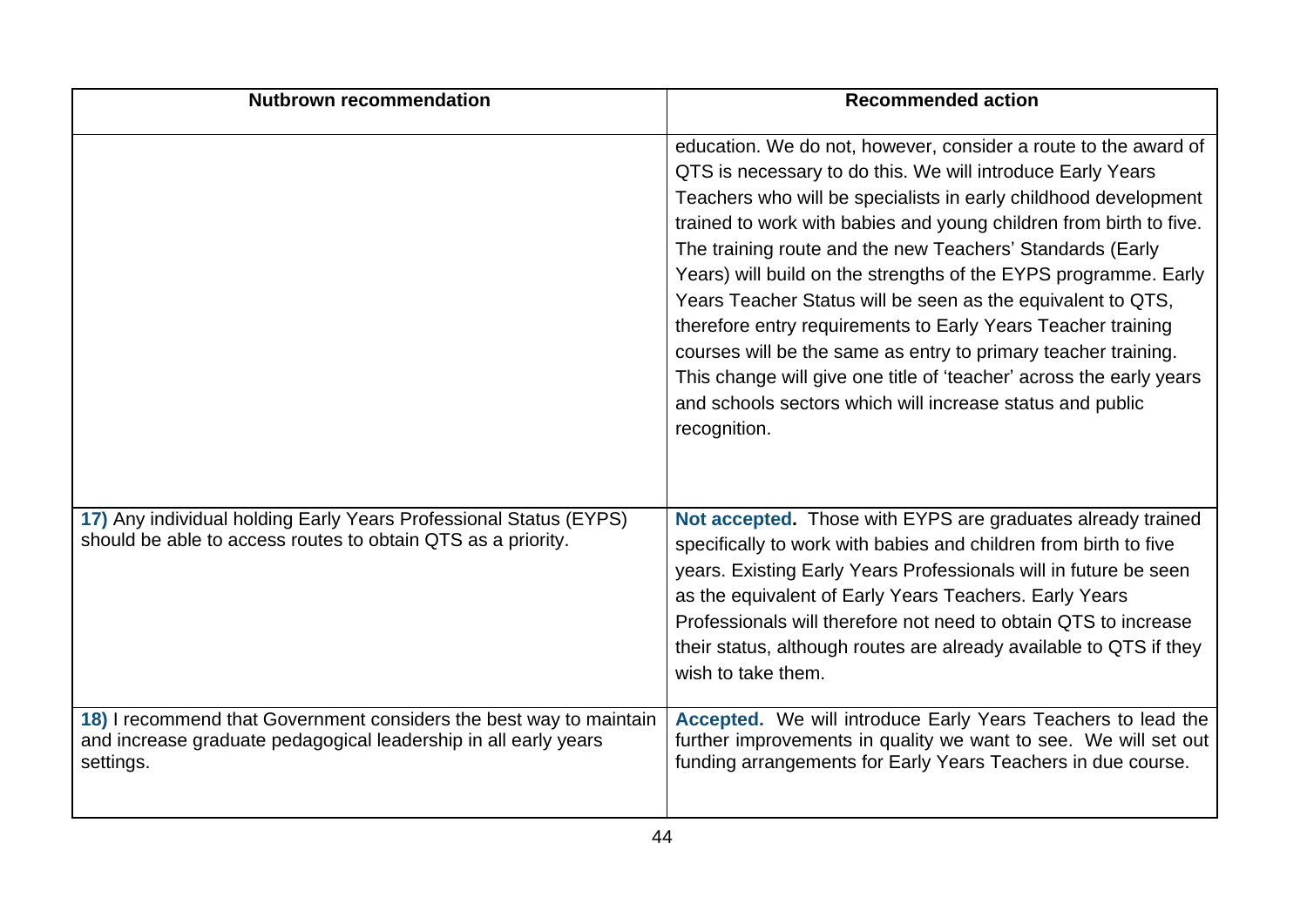| Nutbrown recommendation | Recommended action |
|---|---|
| | education. We do not, however, consider a route to the award of QTS is necessary to do this. We will introduce Early Years Teachers who will be specialists in early childhood development trained to work with babies and young children from birth to five. The training route and the new Teachers' Standards (Early Years) will build on the strengths of the EYPS programme. Early Years Teacher Status will be seen as the equivalent to QTS, therefore entry requirements to Early Years Teacher training courses will be the same as entry to primary teacher training. This change will give one title of 'teacher' across the early years and schools sectors which will increase status and public recognition. |
| **17)** Any individual holding Early Years Professional Status (EYPS) should be able to access routes to obtain QTS as a priority. | **Not accepted.** Those with EYPS are graduates already trained specifically to work with babies and children from birth to five years. Existing Early Years Professionals will in future be seen as the equivalent of Early Years Teachers. Early Years Professionals will therefore not need to obtain QTS to increase their status, although routes are already available to QTS if they wish to take them. |
| **18)** I recommend that Government considers the best way to maintain and increase graduate pedagogical leadership in all early years settings. | **Accepted.** We will introduce Early Years Teachers to lead the further improvements in quality we want to see. We will set out funding arrangements for Early Years Teachers in due course. |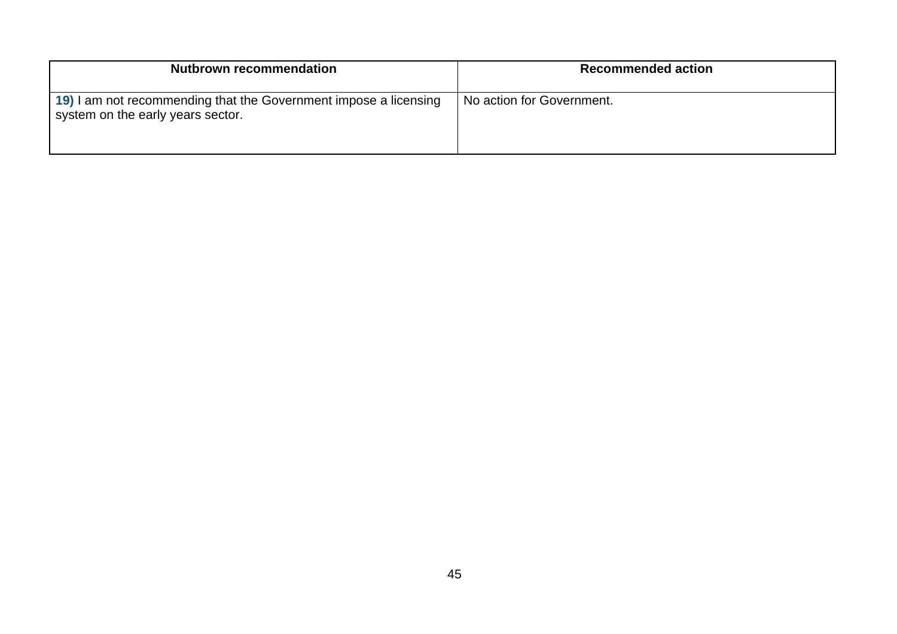| Nutbrown recommendation | Recommended action |
| --- | --- |
| **19)** I am not recommending that the Government impose a licensing system on the early years sector. | No action for Government. |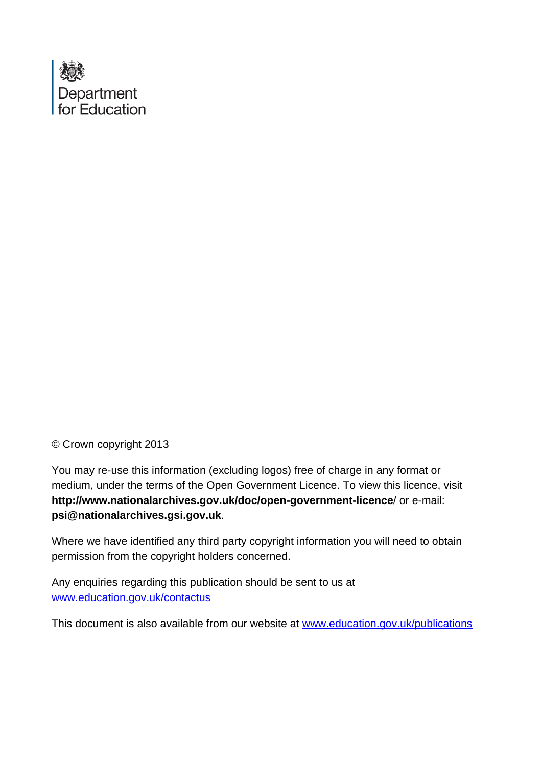Department for Education

© Crown copyright 2013

You may re-use this information (excluding logos) free of charge in any format or medium, under the terms of the Open Government Licence. To view this licence, visit **http://www.nationalarchives.gov.uk/doc/open-government-licence**/ or e-mail: **psi@nationalarchives.gsi.gov.uk**.

Where we have identified any third party copyright information you will need to obtain permission from the copyright holders concerned.

Any enquiries regarding this publication should be sent to us at [www.education.gov.uk/contactus](http://www.education.gov.uk/contactus)

This document is also available from our website at [www.education.gov.uk/publications](http://www.education.gov.uk/publications)